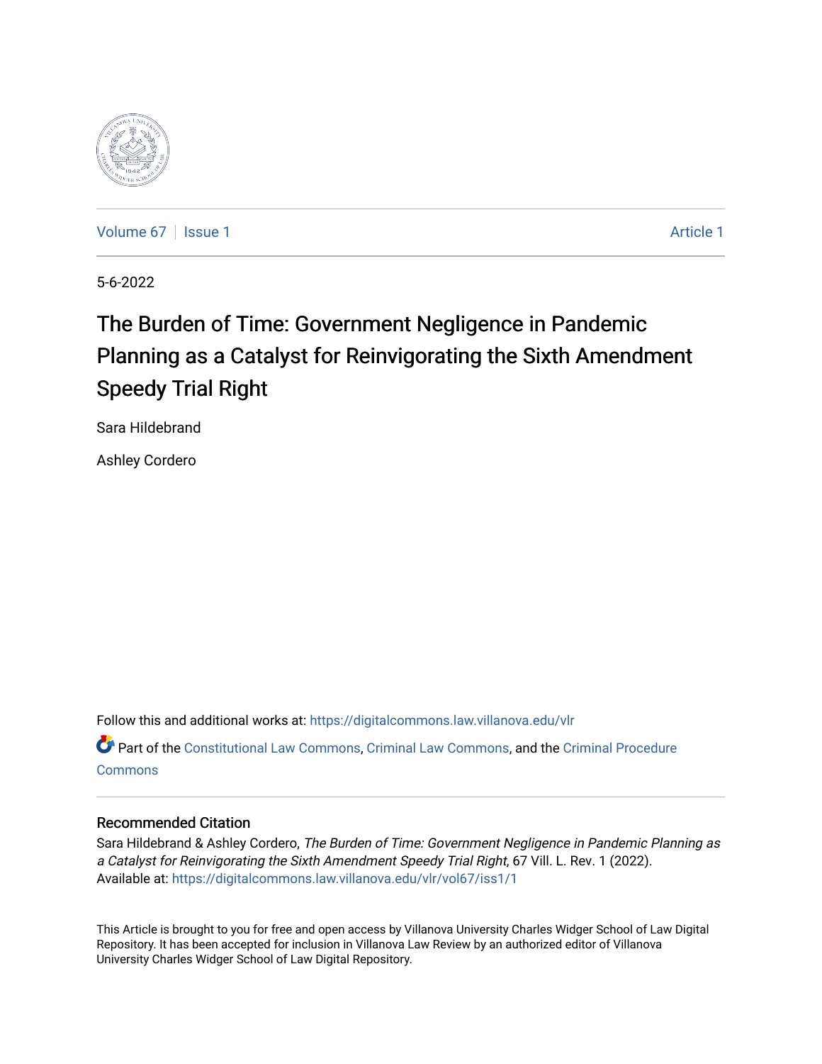Volume 67 | Issue 1 Article 1

5-6-2022

# The Burden of Time: Government Negligence in Pandemic Planning as a Catalyst for Reinvigorating the Sixth Amendment Speedy Trial Right

Sara Hildebrand

Ashley Cordero

Follow this and additional works at: https://digitalcommons.law.villanova.edu/vlr

Part of the Constitutional Law Commons, Criminal Law Commons, and the Criminal Procedure Commons

## Recommended Citation

Sara Hildebrand & Ashley Cordero, *The Burden of Time: Government Negligence in Pandemic Planning as a Catalyst for Reinvigorating the Sixth Amendment Speedy Trial Right*, 67 Vill. L. Rev. 1 (2022).
Available at: https://digitalcommons.law.villanova.edu/vlr/vol67/iss1/1

This Article is brought to you for free and open access by Villanova University Charles Widger School of Law Digital Repository. It has been accepted for inclusion in Villanova Law Review by an authorized editor of Villanova University Charles Widger School of Law Digital Repository.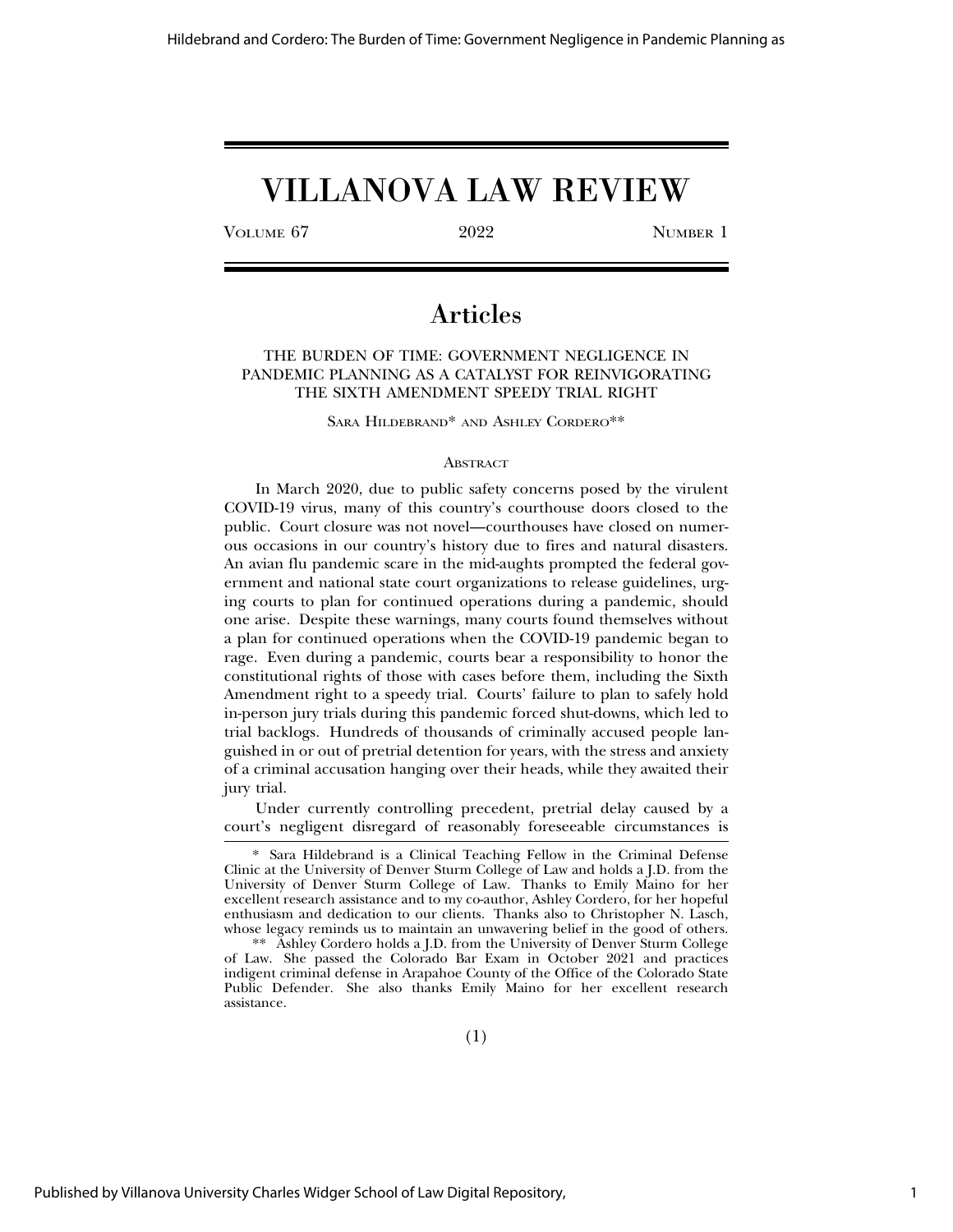# VILLANOVA LAW REVIEW

VOLUME 67 — 2022 — NUMBER 1

## Articles

### THE BURDEN OF TIME: GOVERNMENT NEGLIGENCE IN PANDEMIC PLANNING AS A CATALYST FOR REINVIGORATING THE SIXTH AMENDMENT SPEEDY TRIAL RIGHT

SARA HILDEBRAND* AND ASHLEY CORDERO**

#### ABSTRACT

In March 2020, due to public safety concerns posed by the virulent COVID-19 virus, many of this country's courthouse doors closed to the public. Court closure was not novel—courthouses have closed on numerous occasions in our country's history due to fires and natural disasters. An avian flu pandemic scare in the mid-aughts prompted the federal government and national state court organizations to release guidelines, urging courts to plan for continued operations during a pandemic, should one arise. Despite these warnings, many courts found themselves without a plan for continued operations when the COVID-19 pandemic began to rage. Even during a pandemic, courts bear a responsibility to honor the constitutional rights of those with cases before them, including the Sixth Amendment right to a speedy trial. Courts' failure to plan to safely hold in-person jury trials during this pandemic forced shut-downs, which led to trial backlogs. Hundreds of thousands of criminally accused people languished in or out of pretrial detention for years, with the stress and anxiety of a criminal accusation hanging over their heads, while they awaited their jury trial.

Under currently controlling precedent, pretrial delay caused by a court's negligent disregard of reasonably foreseeable circumstances is

---

\* Sara Hildebrand is a Clinical Teaching Fellow in the Criminal Defense Clinic at the University of Denver Sturm College of Law and holds a J.D. from the University of Denver Sturm College of Law. Thanks to Emily Maino for her excellent research assistance and to my co-author, Ashley Cordero, for her hopeful enthusiasm and dedication to our clients. Thanks also to Christopher N. Lasch, whose legacy reminds us to maintain an unwavering belief in the good of others.

\*\* Ashley Cordero holds a J.D. from the University of Denver Sturm College of Law. She passed the Colorado Bar Exam in October 2021 and practices indigent criminal defense in Arapahoe County of the Office of the Colorado State Public Defender. She also thanks Emily Maino for her excellent research assistance.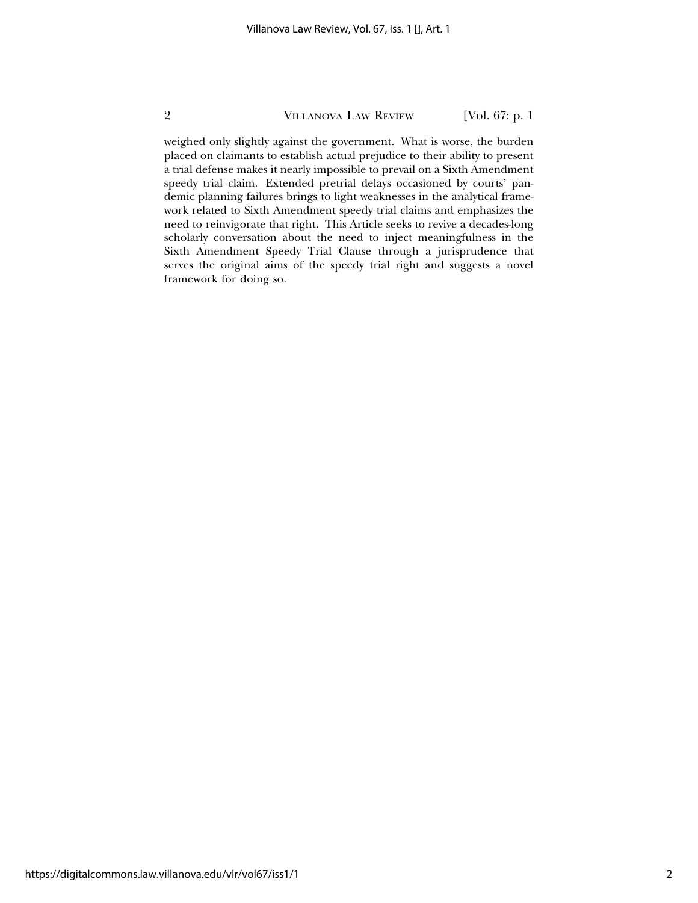weighed only slightly against the government. What is worse, the burden placed on claimants to establish actual prejudice to their ability to present a trial defense makes it nearly impossible to prevail on a Sixth Amendment speedy trial claim. Extended pretrial delays occasioned by courts' pandemic planning failures brings to light weaknesses in the analytical framework related to Sixth Amendment speedy trial claims and emphasizes the need to reinvigorate that right. This Article seeks to revive a decades-long scholarly conversation about the need to inject meaningfulness in the Sixth Amendment Speedy Trial Clause through a jurisprudence that serves the original aims of the speedy trial right and suggests a novel framework for doing so.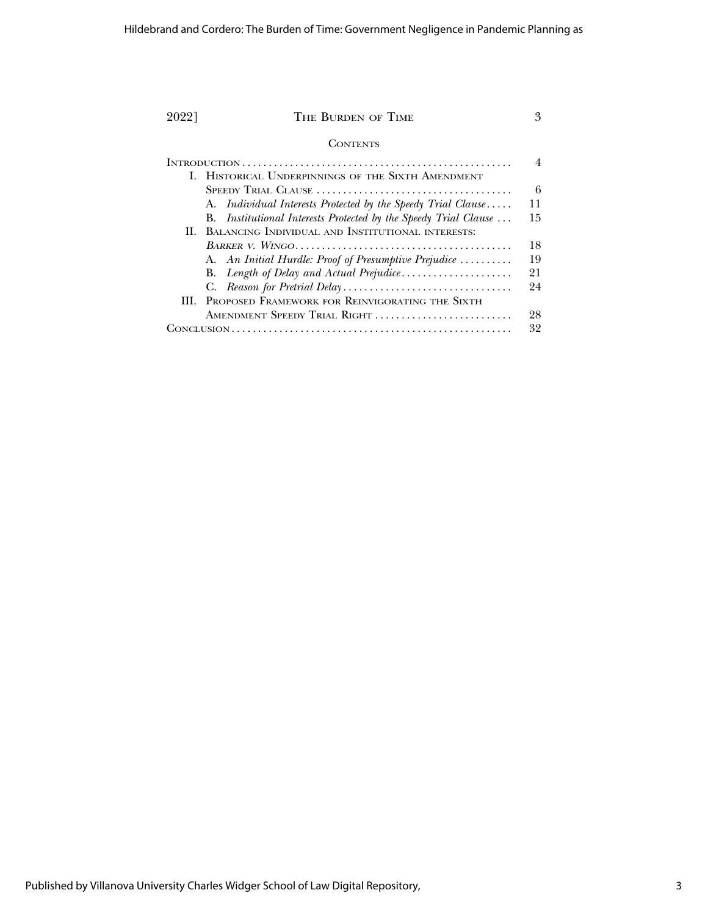## Contents

| | |
|---|---|
| Introduction | 4 |
| I. Historical Underpinnings of the Sixth Amendment Speedy Trial Clause | 6 |
| A. *Individual Interests Protected by the Speedy Trial Clause* | 11 |
| B. *Institutional Interests Protected by the Speedy Trial Clause* | 15 |
| II. Balancing Individual and Institutional Interests: *Barker v. Wingo* | 18 |
| A. *An Initial Hurdle: Proof of Presumptive Prejudice* | 19 |
| B. *Length of Delay and Actual Prejudice* | 21 |
| C. *Reason for Pretrial Delay* | 24 |
| III. Proposed Framework for Reinvigorating the Sixth Amendment Speedy Trial Right | 28 |
| Conclusion | 32 |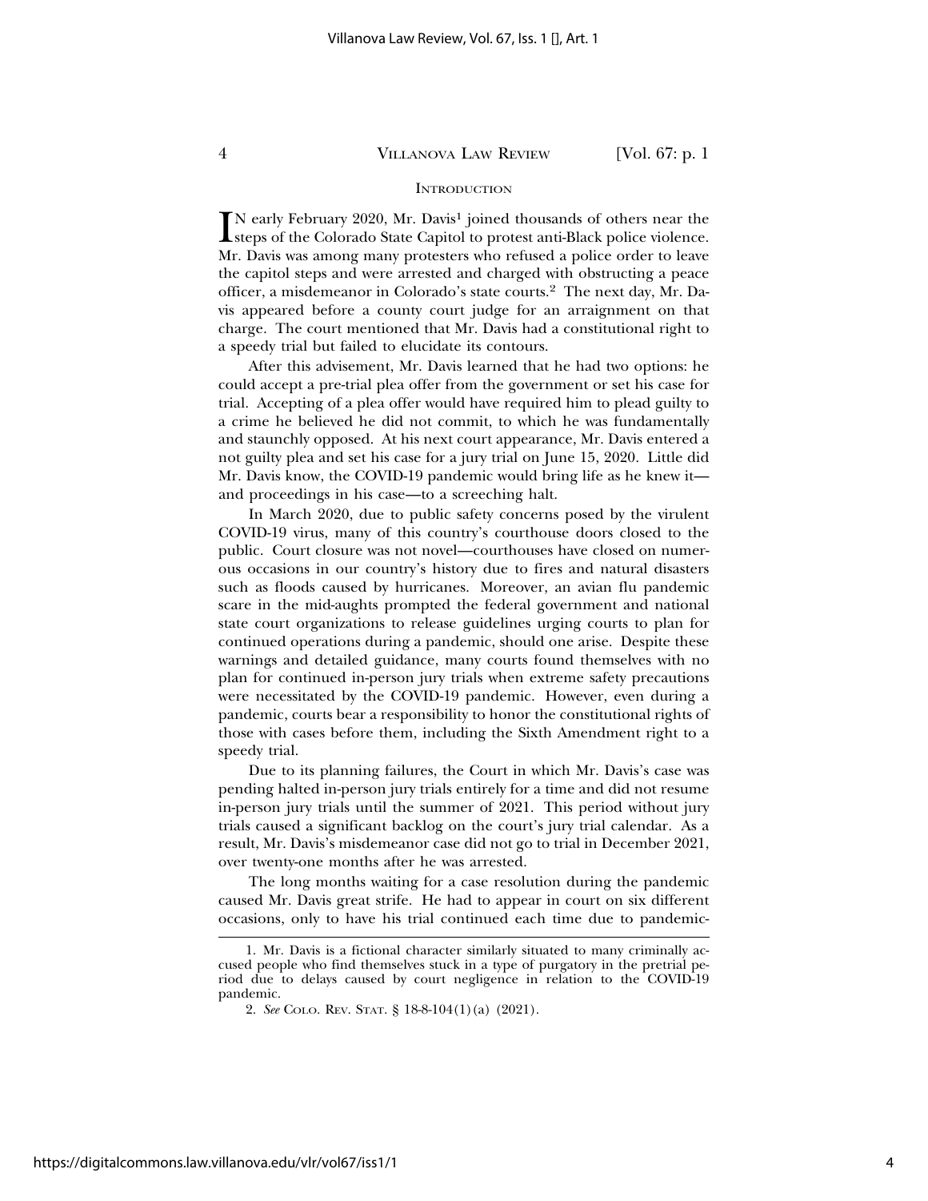## INTRODUCTION

IN early February 2020, Mr. Davis[1] joined thousands of others near the steps of the Colorado State Capitol to protest anti-Black police violence. Mr. Davis was among many protesters who refused a police order to leave the capitol steps and were arrested and charged with obstructing a peace officer, a misdemeanor in Colorado's state courts.[2] The next day, Mr. Davis appeared before a county court judge for an arraignment on that charge. The court mentioned that Mr. Davis had a constitutional right to a speedy trial but failed to elucidate its contours.

After this advisement, Mr. Davis learned that he had two options: he could accept a pre-trial plea offer from the government or set his case for trial. Accepting of a plea offer would have required him to plead guilty to a crime he believed he did not commit, to which he was fundamentally and staunchly opposed. At his next court appearance, Mr. Davis entered a not guilty plea and set his case for a jury trial on June 15, 2020. Little did Mr. Davis know, the COVID-19 pandemic would bring life as he knew it—and proceedings in his case—to a screeching halt.

In March 2020, due to public safety concerns posed by the virulent COVID-19 virus, many of this country's courthouse doors closed to the public. Court closure was not novel—courthouses have closed on numerous occasions in our country's history due to fires and natural disasters such as floods caused by hurricanes. Moreover, an avian flu pandemic scare in the mid-aughts prompted the federal government and national state court organizations to release guidelines urging courts to plan for continued operations during a pandemic, should one arise. Despite these warnings and detailed guidance, many courts found themselves with no plan for continued in-person jury trials when extreme safety precautions were necessitated by the COVID-19 pandemic. However, even during a pandemic, courts bear a responsibility to honor the constitutional rights of those with cases before them, including the Sixth Amendment right to a speedy trial.

Due to its planning failures, the Court in which Mr. Davis's case was pending halted in-person jury trials entirely for a time and did not resume in-person jury trials until the summer of 2021. This period without jury trials caused a significant backlog on the court's jury trial calendar. As a result, Mr. Davis's misdemeanor case did not go to trial in December 2021, over twenty-one months after he was arrested.

The long months waiting for a case resolution during the pandemic caused Mr. Davis great strife. He had to appear in court on six different occasions, only to have his trial continued each time due to pandemic-

---

1. Mr. Davis is a fictional character similarly situated to many criminally accused people who find themselves stuck in a type of purgatory in the pretrial period due to delays caused by court negligence in relation to the COVID-19 pandemic.

2. *See* COLO. REV. STAT. § 18-8-104(1)(a) (2021).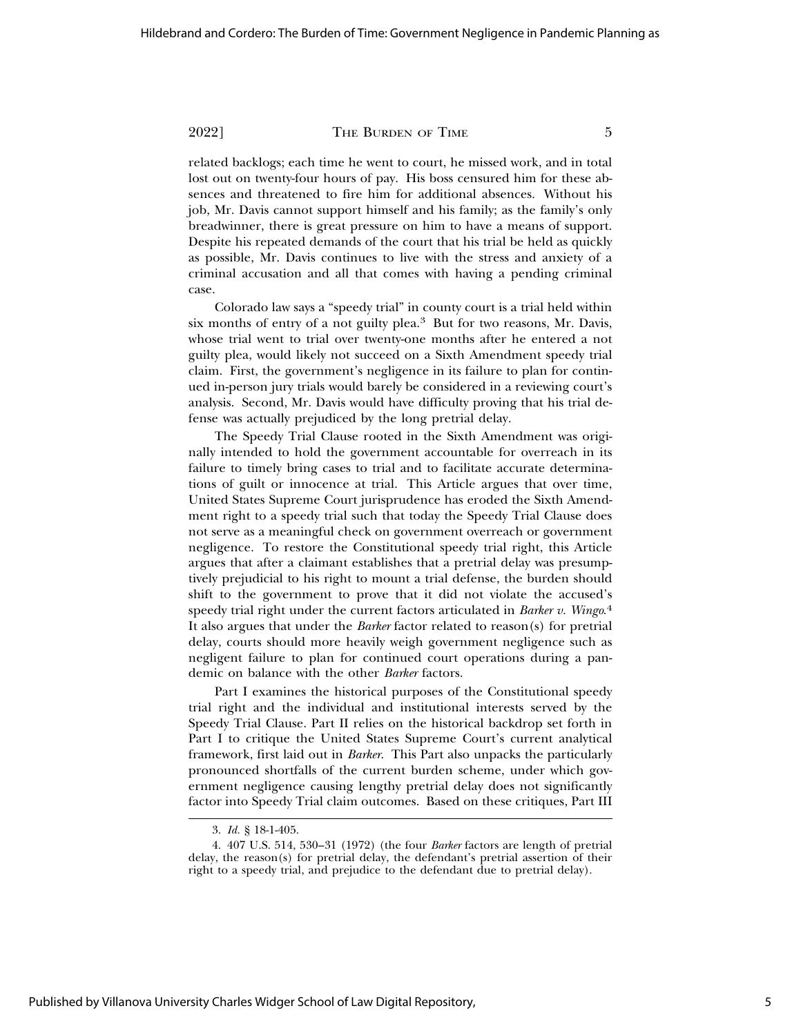related backlogs; each time he went to court, he missed work, and in total lost out on twenty-four hours of pay. His boss censured him for these absences and threatened to fire him for additional absences. Without his job, Mr. Davis cannot support himself and his family; as the family's only breadwinner, there is great pressure on him to have a means of support. Despite his repeated demands of the court that his trial be held as quickly as possible, Mr. Davis continues to live with the stress and anxiety of a criminal accusation and all that comes with having a pending criminal case.

Colorado law says a "speedy trial" in county court is a trial held within six months of entry of a not guilty plea.[3] But for two reasons, Mr. Davis, whose trial went to trial over twenty-one months after he entered a not guilty plea, would likely not succeed on a Sixth Amendment speedy trial claim. First, the government's negligence in its failure to plan for continued in-person jury trials would barely be considered in a reviewing court's analysis. Second, Mr. Davis would have difficulty proving that his trial defense was actually prejudiced by the long pretrial delay.

The Speedy Trial Clause rooted in the Sixth Amendment was originally intended to hold the government accountable for overreach in its failure to timely bring cases to trial and to facilitate accurate determinations of guilt or innocence at trial. This Article argues that over time, United States Supreme Court jurisprudence has eroded the Sixth Amendment right to a speedy trial such that today the Speedy Trial Clause does not serve as a meaningful check on government overreach or government negligence. To restore the Constitutional speedy trial right, this Article argues that after a claimant establishes that a pretrial delay was presumptively prejudicial to his right to mount a trial defense, the burden should shift to the government to prove that it did not violate the accused's speedy trial right under the current factors articulated in *Barker v. Wingo*.[4] It also argues that under the *Barker* factor related to reason(s) for pretrial delay, courts should more heavily weigh government negligence such as negligent failure to plan for continued court operations during a pandemic on balance with the other *Barker* factors.

Part I examines the historical purposes of the Constitutional speedy trial right and the individual and institutional interests served by the Speedy Trial Clause. Part II relies on the historical backdrop set forth in Part I to critique the United States Supreme Court's current analytical framework, first laid out in *Barker*. This Part also unpacks the particularly pronounced shortfalls of the current burden scheme, under which government negligence causing lengthy pretrial delay does not significantly factor into Speedy Trial claim outcomes. Based on these critiques, Part III

---

3. *Id.* § 18-1-405.

4. 407 U.S. 514, 530–31 (1972) (the four *Barker* factors are length of pretrial delay, the reason(s) for pretrial delay, the defendant's pretrial assertion of their right to a speedy trial, and prejudice to the defendant due to pretrial delay).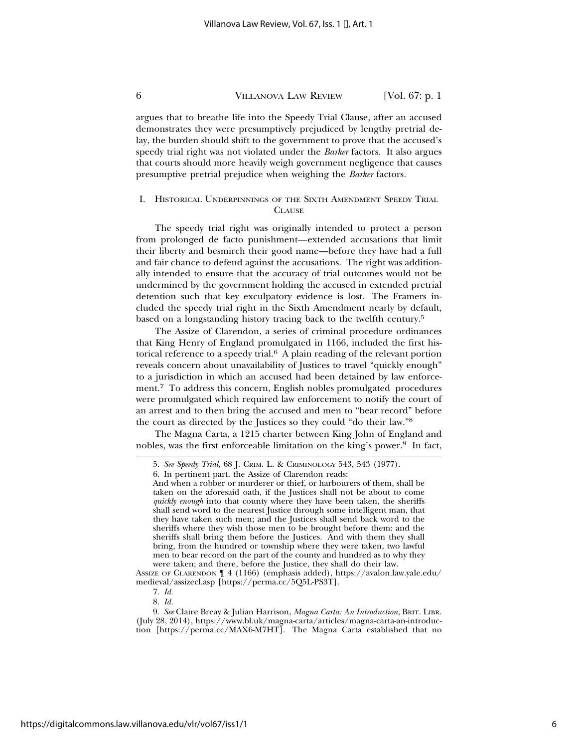argues that to breathe life into the Speedy Trial Clause, after an accused demonstrates they were presumptively prejudiced by lengthy pretrial delay, the burden should shift to the government to prove that the accused's speedy trial right was not violated under the *Barker* factors. It also argues that courts should more heavily weigh government negligence that causes presumptive pretrial prejudice when weighing the *Barker* factors.

## I. Historical Underpinnings of the Sixth Amendment Speedy Trial Clause

The speedy trial right was originally intended to protect a person from prolonged de facto punishment—extended accusations that limit their liberty and besmirch their good name—before they have had a full and fair chance to defend against the accusations. The right was additionally intended to ensure that the accuracy of trial outcomes would not be undermined by the government holding the accused in extended pretrial detention such that key exculpatory evidence is lost. The Framers included the speedy trial right in the Sixth Amendment nearly by default, based on a longstanding history tracing back to the twelfth century.[5]

The Assize of Clarendon, a series of criminal procedure ordinances that King Henry of England promulgated in 1166, included the first historical reference to a speedy trial.[6] A plain reading of the relevant portion reveals concern about unavailability of Justices to travel "quickly enough" to a jurisdiction in which an accused had been detained by law enforcement.[7] To address this concern, English nobles promulgated procedures were promulgated which required law enforcement to notify the court of an arrest and to then bring the accused and men to "bear record" before the court as directed by the Justices so they could "do their law."[8]

The Magna Carta, a 1215 charter between King John of England and nobles, was the first enforceable limitation on the king's power.[9] In fact,

---

5. *See Speedy Trial*, 68 J. Crim. L. & Criminology 543, 543 (1977).

6. In pertinent part, the Assize of Clarendon reads:

> And when a robber or murderer or thief, or harbourers of them, shall be taken on the aforesaid oath, if the Justices shall not be about to come *quickly enough* into that county where they have been taken, the sheriffs shall send word to the nearest Justice through some intelligent man, that they have taken such men; and the Justices shall send back word to the sheriffs where they wish those men to be brought before them: and the sheriffs shall bring them before the Justices. And with them they shall bring, from the hundred or township where they were taken, two lawful men to bear record on the part of the county and hundred as to why they were taken; and there, before the Justice, they shall do their law.

Assize of Clarendon ¶ 4 (1166) (emphasis added), https://avalon.law.yale.edu/medieval/assizecl.asp [https://perma.cc/5Q5L-PS3T].

7. *Id.*

8. *Id.*

9. *See* Claire Breay & Julian Harrison, *Magna Carta: An Introduction*, Brit. Libr. (July 28, 2014), https://www.bl.uk/magna-carta/articles/magna-carta-an-introduction [https://perma.cc/MAX6-M7HT]. The Magna Carta established that no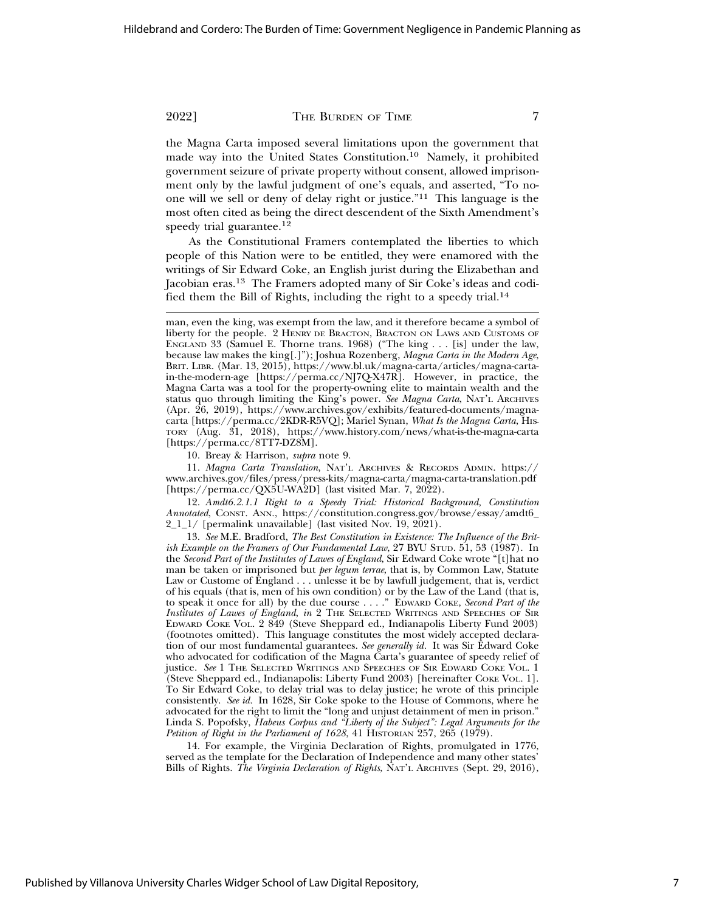the Magna Carta imposed several limitations upon the government that made way into the United States Constitution.[10] Namely, it prohibited government seizure of private property without consent, allowed imprisonment only by the lawful judgment of one's equals, and asserted, "To no-one will we sell or deny of delay right or justice."[11] This language is the most often cited as being the direct descendent of the Sixth Amendment's speedy trial guarantee.[12]

As the Constitutional Framers contemplated the liberties to which people of this Nation were to be entitled, they were enamored with the writings of Sir Edward Coke, an English jurist during the Elizabethan and Jacobian eras.[13] The Framers adopted many of Sir Coke's ideas and codified them the Bill of Rights, including the right to a speedy trial.[14]

---

man, even the king, was exempt from the law, and it therefore became a symbol of liberty for the people. 2 HENRY DE BRACTON, BRACTON ON LAWS AND CUSTOMS OF ENGLAND 33 (Samuel E. Thorne trans. 1968) ("The king . . . [is] under the law, because law makes the king[.]"); Joshua Rozenberg, *Magna Carta in the Modern Age*, BRIT. LIBR. (Mar. 13, 2015), https://www.bl.uk/magna-carta/articles/magna-carta-in-the-modern-age [https://perma.cc/NJ7Q-X47R]. However, in practice, the Magna Carta was a tool for the property-owning elite to maintain wealth and the status quo through limiting the King's power. *See Magna Carta*, NAT'L ARCHIVES (Apr. 26, 2019), https://www.archives.gov/exhibits/featured-documents/magna-carta [https://perma.cc/2KDR-R5VQ]; Mariel Synan, *What Is the Magna Carta*, HISTORY (Aug. 31, 2018), https://www.history.com/news/what-is-the-magna-carta [https://perma.cc/8TT7-DZ8M].

10. Breay & Harrison, *supra* note 9.

11. *Magna Carta Translation*, NAT'L ARCHIVES & RECORDS ADMIN. https://www.archives.gov/files/press/press-kits/magna-carta/magna-carta-translation.pdf [https://perma.cc/QX5U-WA2D] (last visited Mar. 7, 2022).

12. *Amdt6.2.1.1 Right to a Speedy Trial: Historical Background, Constitution Annotated*, CONST. ANN., https://constitution.congress.gov/browse/essay/amdt6_2_1_1/ [permalink unavailable] (last visited Nov. 19, 2021).

13. *See* M.E. Bradford, *The Best Constitution in Existence: The Influence of the British Example on the Framers of Our Fundamental Law*, 27 BYU STUD. 51, 53 (1987). In the *Second Part of the Institutes of Lawes of England*, Sir Edward Coke wrote "[t]hat no man be taken or imprisoned but *per legum terrae*, that is, by Common Law, Statute Law or Custome of England . . . unlesse it be by lawfull judgement, that is, verdict of his equals (that is, men of his own condition) or by the Law of the Land (that is, to speak it once for all) by the due course . . . ." EDWARD COKE, *Second Part of the Institutes of Lawes of England*, *in* 2 THE SELECTED WRITINGS AND SPEECHES OF SIR EDWARD COKE VOL. 2 849 (Steve Sheppard ed., Indianapolis Liberty Fund 2003) (footnotes omitted). This language constitutes the most widely accepted declaration of our most fundamental guarantees. *See generally id.* It was Sir Edward Coke who advocated for codification of the Magna Carta's guarantee of speedy relief of justice. *See* 1 THE SELECTED WRITINGS AND SPEECHES OF SIR EDWARD COKE VOL. 1 (Steve Sheppard ed., Indianapolis: Liberty Fund 2003) [hereinafter COKE VOL. 1]. To Sir Edward Coke, to delay trial was to delay justice; he wrote of this principle consistently. *See id.* In 1628, Sir Coke spoke to the House of Commons, where he advocated for the right to limit the "long and unjust detainment of men in prison." Linda S. Popofsky, *Habeus Corpus and "Liberty of the Subject": Legal Arguments for the Petition of Right in the Parliament of 1628*, 41 HISTORIAN 257, 265 (1979).

14. For example, the Virginia Declaration of Rights, promulgated in 1776, served as the template for the Declaration of Independence and many other states' Bills of Rights. *The Virginia Declaration of Rights*, NAT'L ARCHIVES (Sept. 29, 2016),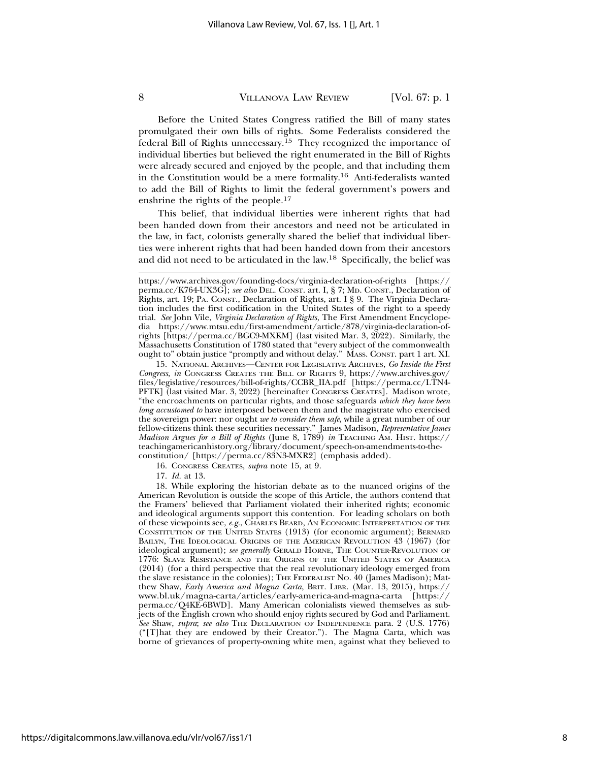Before the United States Congress ratified the Bill of many states promulgated their own bills of rights. Some Federalists considered the federal Bill of Rights unnecessary.[15] They recognized the importance of individual liberties but believed the right enumerated in the Bill of Rights were already secured and enjoyed by the people, and that including them in the Constitution would be a mere formality.[16] Anti-federalists wanted to add the Bill of Rights to limit the federal government's powers and enshrine the rights of the people.[17]

This belief, that individual liberties were inherent rights that had been handed down from their ancestors and need not be articulated in the law, in fact, colonists generally shared the belief that individual liberties were inherent rights that had been handed down from their ancestors and did not need to be articulated in the law.[18] Specifically, the belief was

---

https://www.archives.gov/founding-docs/virginia-declaration-of-rights [https://perma.cc/K764-UX3G]; *see also* DEL. CONST. art. I, § 7; MD. CONST., Declaration of Rights, art. 19; PA. CONST., Declaration of Rights, art. I § 9. The Virginia Declaration includes the first codification in the United States of the right to a speedy trial. *See* John Vile, *Virginia Declaration of Rights*, The First Amendment Encyclopedia https://www.mtsu.edu/first-amendment/article/878/virginia-declaration-of-rights [https://perma.cc/BGC9-MXKM] (last visited Mar. 3, 2022). Similarly, the Massachusetts Constitution of 1780 stated that "every subject of the commonwealth ought to" obtain justice "promptly and without delay." MASS. CONST. part 1 art. XI.

15. NATIONAL ARCHIVES—CENTER FOR LEGISLATIVE ARCHIVES, *Go Inside the First Congress*, *in* CONGRESS CREATES THE BILL OF RIGHTS 9, https://www.archives.gov/files/legislative/resources/bill-of-rights/CCBR_IIA.pdf [https://perma.cc/LTN4-PFTK] (last visited Mar. 3, 2022) [hereinafter CONGRESS CREATES]. Madison wrote, "the encroachments on particular rights, and those safeguards *which they have been long accustomed to* have interposed between them and the magistrate who exercised the sovereign power: nor ought *we to consider them safe*, while a great number of our fellow-citizens think these securities necessary." James Madison, *Representative James Madison Argues for a Bill of Rights* (June 8, 1789) *in* TEACHING AM. HIST. https://teachingamericanhistory.org/library/document/speech-on-amendments-to-the-constitution/ [https://perma.cc/83N3-MXR2] (emphasis added).

16. CONGRESS CREATES, *supra* note 15, at 9.

17. *Id.* at 13.

18. While exploring the historian debate as to the nuanced origins of the American Revolution is outside the scope of this Article, the authors contend that the Framers' believed that Parliament violated their inherited rights; economic and ideological arguments support this contention. For leading scholars on both of these viewpoints see, *e.g.*, CHARLES BEARD, AN ECONOMIC INTERPRETATION OF THE CONSTITUTION OF THE UNITED STATES (1913) (for economic argument); BERNARD BAILYN, THE IDEOLOGICAL ORIGINS OF THE AMERICAN REVOLUTION 43 (1967) (for ideological argument); *see generally* GERALD HORNE, THE COUNTER-REVOLUTION OF 1776: SLAVE RESISTANCE AND THE ORIGINS OF THE UNITED STATES OF AMERICA (2014) (for a third perspective that the real revolutionary ideology emerged from the slave resistance in the colonies); THE FEDERALIST NO. 40 (James Madison); Matthew Shaw, *Early America and Magna Carta*, BRIT. LIBR. (Mar. 13, 2015), https://www.bl.uk/magna-carta/articles/early-america-and-magna-carta [https://perma.cc/Q4KE-6BWD]. Many American colonialists viewed themselves as subjects of the English crown who should enjoy rights secured by God and Parliament. *See* Shaw, *supra*; *see also* THE DECLARATION OF INDEPENDENCE para. 2 (U.S. 1776) ("[T]hat they are endowed by their Creator."). The Magna Carta, which was borne of grievances of property-owning white men, against what they believed to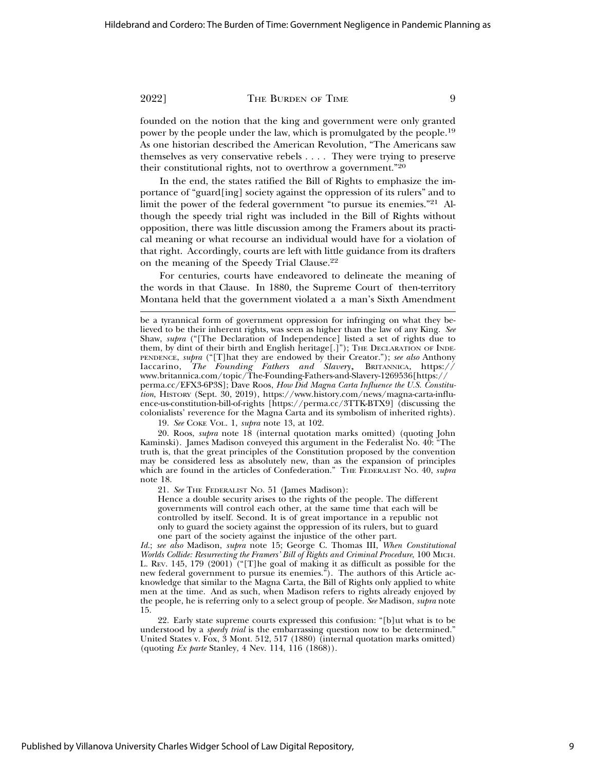founded on the notion that the king and government were only granted power by the people under the law, which is promulgated by the people.[19] As one historian described the American Revolution, "The Americans saw themselves as very conservative rebels . . . . They were trying to preserve their constitutional rights, not to overthrow a government."[20]

In the end, the states ratified the Bill of Rights to emphasize the importance of "guard[ing] society against the oppression of its rulers" and to limit the power of the federal government "to pursue its enemies."[21] Although the speedy trial right was included in the Bill of Rights without opposition, there was little discussion among the Framers about its practical meaning or what recourse an individual would have for a violation of that right. Accordingly, courts are left with little guidance from its drafters on the meaning of the Speedy Trial Clause.[22]

For centuries, courts have endeavored to delineate the meaning of the words in that Clause. In 1880, the Supreme Court of then-territory Montana held that the government violated a a man's Sixth Amendment

---

be a tyrannical form of government oppression for infringing on what they believed to be their inherent rights, was seen as higher than the law of any King. *See* Shaw, *supra* ("[The Declaration of Independence] listed a set of rights due to them, by dint of their birth and English heritage[.]"); THE DECLARATION OF INDEPENDENCE, *supra* ("[T]hat they are endowed by their Creator."); *see also* Anthony Iaccarino, *The Founding Fathers and Slavery*, BRITANNICA, https://www.britannica.com/topic/The-Founding-Fathers-and-Slavery-1269536[https://perma.cc/EFX3-6P3S]; Dave Roos, *How Did Magna Carta Influence the U.S. Constitution*, HISTORY (Sept. 30, 2019), https://www.history.com/news/magna-carta-influence-us-constitution-bill-of-rights [https://perma.cc/3TTK-BTX9] (discussing the colonialists' reverence for the Magna Carta and its symbolism of inherited rights).

19. *See* COKE VOL. 1, *supra* note 13, at 102.

20. Roos, *supra* note 18 (internal quotation marks omitted) (quoting John Kaminski). James Madison conveyed this argument in the Federalist No. 40: "The truth is, that the great principles of the Constitution proposed by the convention may be considered less as absolutely new, than as the expansion of principles which are found in the articles of Confederation." THE FEDERALIST NO. 40, *supra* note 18.

21. *See* THE FEDERALIST NO. 51 (James Madison):

> Hence a double security arises to the rights of the people. The different governments will control each other, at the same time that each will be controlled by itself. Second. It is of great importance in a republic not only to guard the society against the oppression of its rulers, but to guard one part of the society against the injustice of the other part.

*Id.*; *see also* Madison, *supra* note 15; George C. Thomas III, *When Constitutional Worlds Collide: Resurrecting the Framers' Bill of Rights and Criminal Procedure*, 100 MICH. L. REV. 145, 179 (2001) ("[T]he goal of making it as difficult as possible for the new federal government to pursue its enemies."). The authors of this Article acknowledge that similar to the Magna Carta, the Bill of Rights only applied to white men at the time. And as such, when Madison refers to rights already enjoyed by the people, he is referring only to a select group of people. *See* Madison, *supra* note 15.

22. Early state supreme courts expressed this confusion: "[b]ut what is to be understood by a *speedy trial* is the embarrassing question now to be determined." United States v. Fox, 3 Mont. 512, 517 (1880) (internal quotation marks omitted) (quoting *Ex parte* Stanley, 4 Nev. 114, 116 (1868)).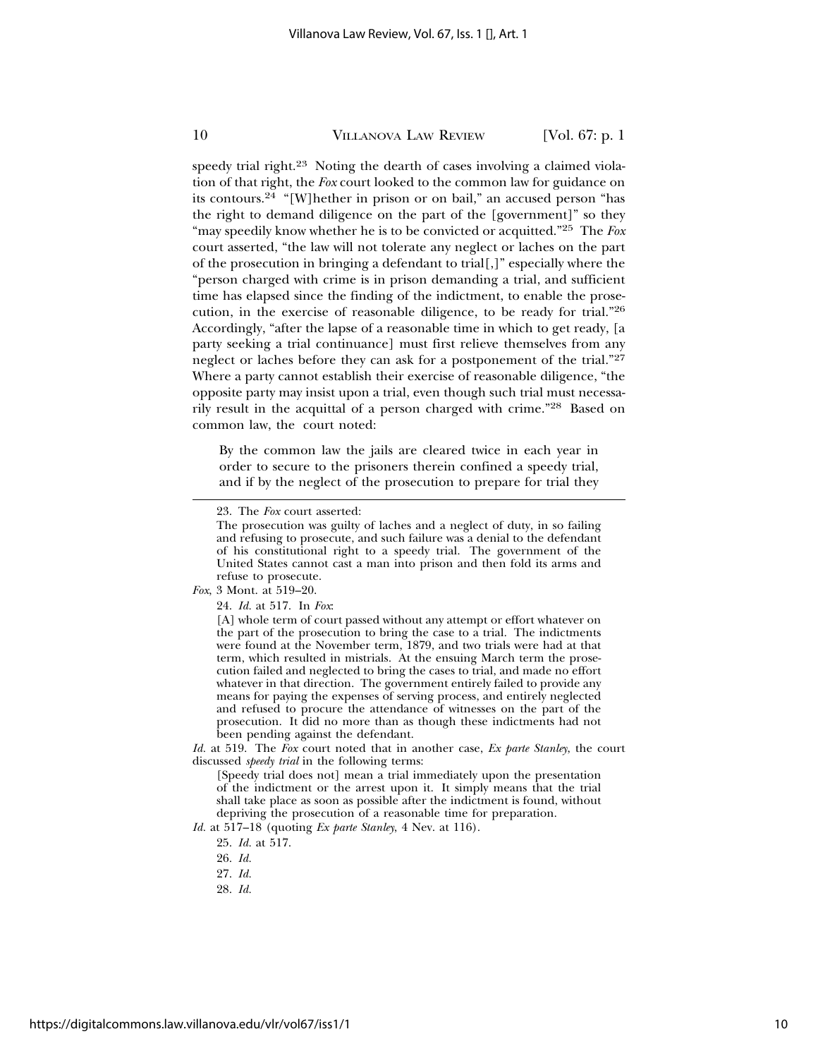speedy trial right.[23] Noting the dearth of cases involving a claimed violation of that right, the *Fox* court looked to the common law for guidance on its contours.[24] "[W]hether in prison or on bail," an accused person "has the right to demand diligence on the part of the [government]" so they "may speedily know whether he is to be convicted or acquitted."[25] The *Fox* court asserted, "the law will not tolerate any neglect or laches on the part of the prosecution in bringing a defendant to trial[,]" especially where the "person charged with crime is in prison demanding a trial, and sufficient time has elapsed since the finding of the indictment, to enable the prosecution, in the exercise of reasonable diligence, to be ready for trial."[26] Accordingly, "after the lapse of a reasonable time in which to get ready, [a party seeking a trial continuance] must first relieve themselves from any neglect or laches before they can ask for a postponement of the trial."[27] Where a party cannot establish their exercise of reasonable diligence, "the opposite party may insist upon a trial, even though such trial must necessarily result in the acquittal of a person charged with crime."[28] Based on common law, the court noted:

> By the common law the jails are cleared twice in each year in order to secure to the prisoners therein confined a speedy trial, and if by the neglect of the prosecution to prepare for trial they

---

23. The *Fox* court asserted:

> The prosecution was guilty of laches and a neglect of duty, in so failing and refusing to prosecute, and such failure was a denial to the defendant of his constitutional right to a speedy trial. The government of the United States cannot cast a man into prison and then fold its arms and refuse to prosecute.

*Fox*, 3 Mont. at 519–20.

24. *Id.* at 517. In *Fox*:

> [A] whole term of court passed without any attempt or effort whatever on the part of the prosecution to bring the case to a trial. The indictments were found at the November term, 1879, and two trials were had at that term, which resulted in mistrials. At the ensuing March term the prosecution failed and neglected to bring the cases to trial, and made no effort whatever in that direction. The government entirely failed to provide any means for paying the expenses of serving process, and entirely neglected and refused to procure the attendance of witnesses on the part of the prosecution. It did no more than as though these indictments had not been pending against the defendant.

*Id.* at 519. The *Fox* court noted that in another case, *Ex parte Stanley*, the court discussed *speedy trial* in the following terms:

> [Speedy trial does not] mean a trial immediately upon the presentation of the indictment or the arrest upon it. It simply means that the trial shall take place as soon as possible after the indictment is found, without depriving the prosecution of a reasonable time for preparation.

*Id.* at 517–18 (quoting *Ex parte Stanley*, 4 Nev. at 116).

25. *Id.* at 517.

26. *Id.*

27. *Id.*

28. *Id.*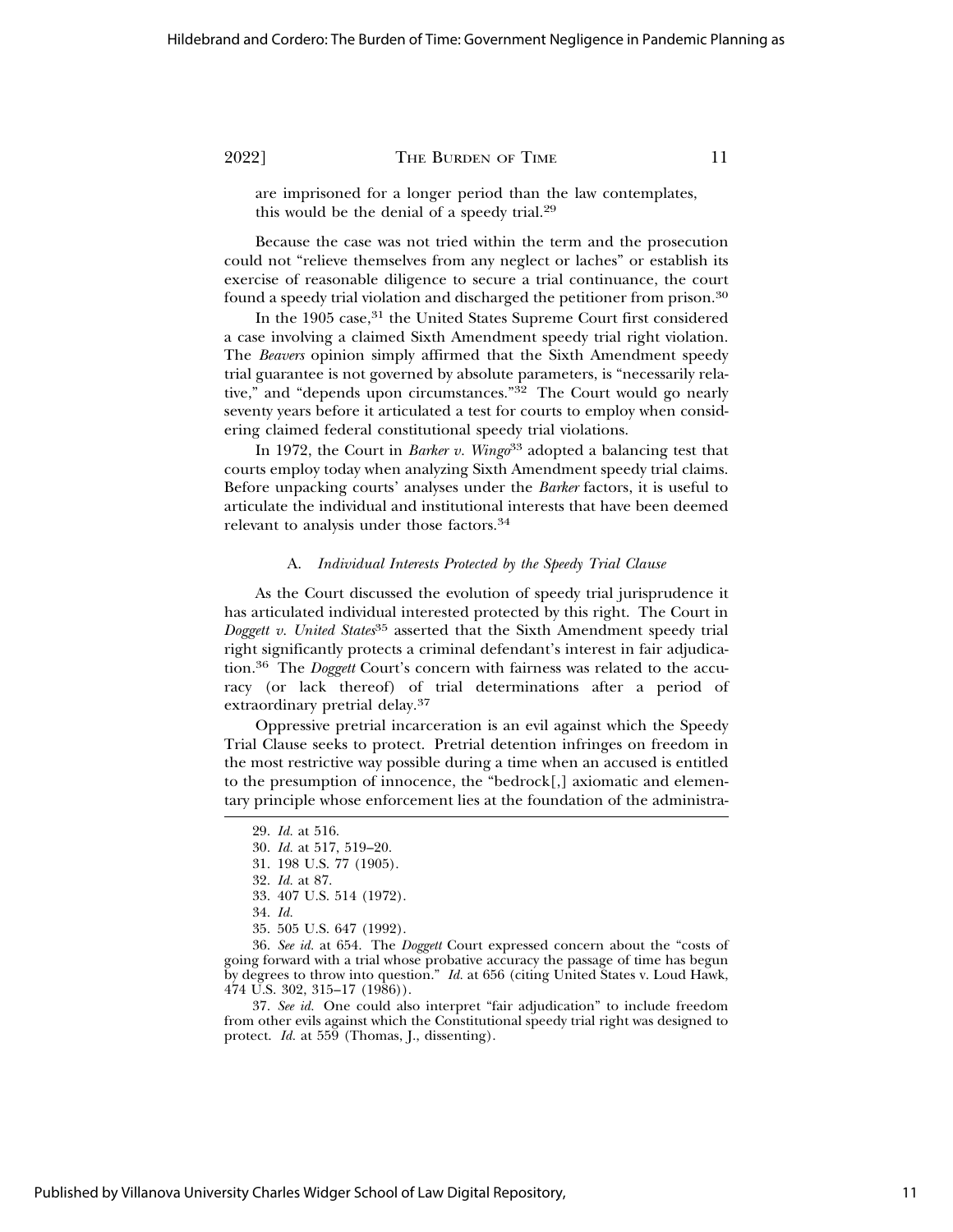are imprisoned for a longer period than the law contemplates, this would be the denial of a speedy trial.[29]

Because the case was not tried within the term and the prosecution could not "relieve themselves from any neglect or laches" or establish its exercise of reasonable diligence to secure a trial continuance, the court found a speedy trial violation and discharged the petitioner from prison.[30]

In the 1905 case,[31] the United States Supreme Court first considered a case involving a claimed Sixth Amendment speedy trial right violation. The *Beavers* opinion simply affirmed that the Sixth Amendment speedy trial guarantee is not governed by absolute parameters, is "necessarily relative," and "depends upon circumstances."[32] The Court would go nearly seventy years before it articulated a test for courts to employ when considering claimed federal constitutional speedy trial violations.

In 1972, the Court in *Barker v. Wingo*[33] adopted a balancing test that courts employ today when analyzing Sixth Amendment speedy trial claims. Before unpacking courts' analyses under the *Barker* factors, it is useful to articulate the individual and institutional interests that have been deemed relevant to analysis under those factors.[34]

### A. *Individual Interests Protected by the Speedy Trial Clause*

As the Court discussed the evolution of speedy trial jurisprudence it has articulated individual interested protected by this right. The Court in *Doggett v. United States*[35] asserted that the Sixth Amendment speedy trial right significantly protects a criminal defendant's interest in fair adjudication.[36] The *Doggett* Court's concern with fairness was related to the accuracy (or lack thereof) of trial determinations after a period of extraordinary pretrial delay.[37]

Oppressive pretrial incarceration is an evil against which the Speedy Trial Clause seeks to protect. Pretrial detention infringes on freedom in the most restrictive way possible during a time when an accused is entitled to the presumption of innocence, the "bedrock[,] axiomatic and elementary principle whose enforcement lies at the foundation of the administra-

---

29. *Id.* at 516.

30. *Id.* at 517, 519–20.

31. 198 U.S. 77 (1905).

32. *Id.* at 87.

33. 407 U.S. 514 (1972).

34. *Id.*

35. 505 U.S. 647 (1992).

36. *See id.* at 654. The *Doggett* Court expressed concern about the "costs of going forward with a trial whose probative accuracy the passage of time has begun by degrees to throw into question." *Id.* at 656 (citing United States v. Loud Hawk, 474 U.S. 302, 315–17 (1986)).

37. *See id.* One could also interpret "fair adjudication" to include freedom from other evils against which the Constitutional speedy trial right was designed to protect. *Id.* at 559 (Thomas, J., dissenting).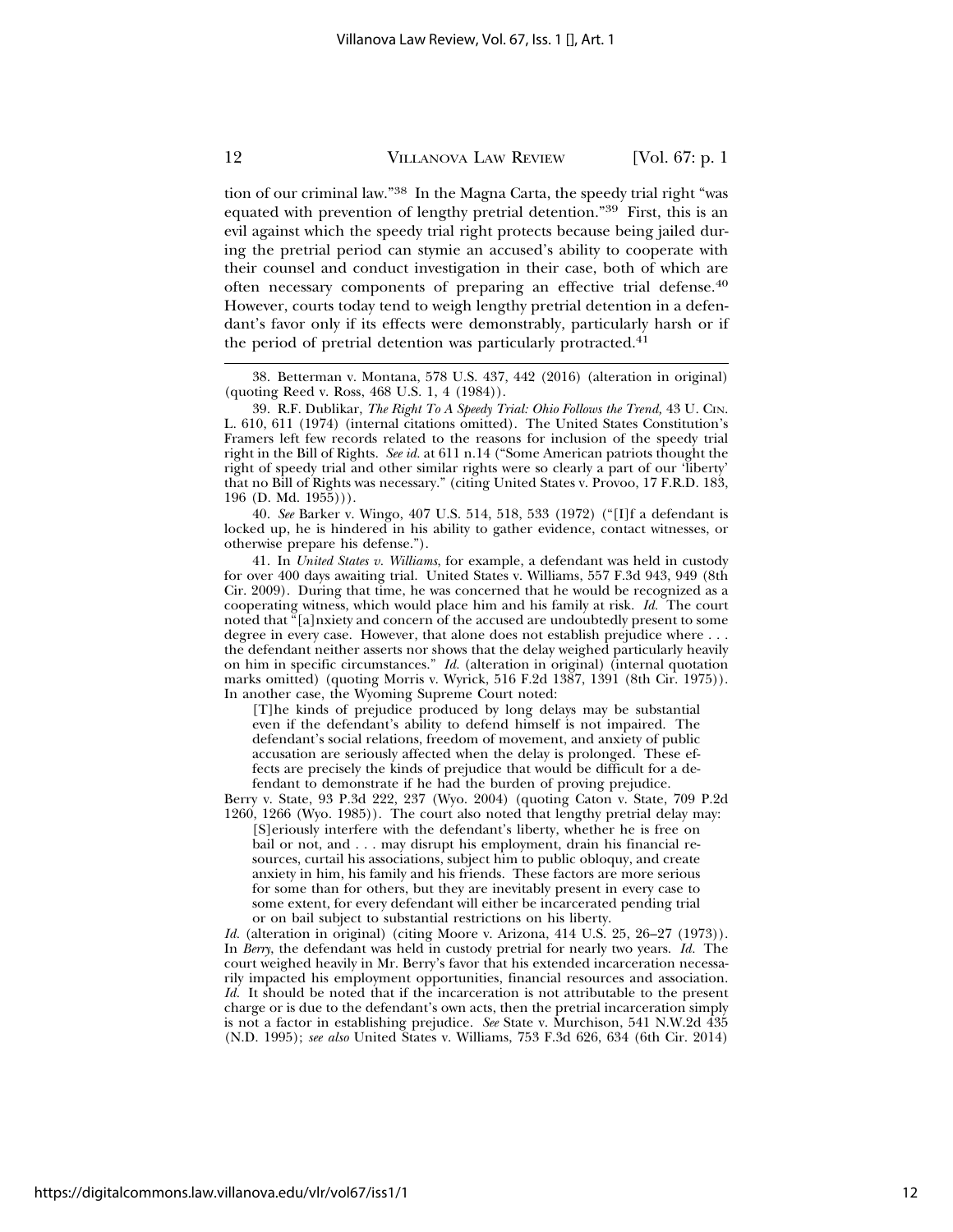tion of our criminal law."[38] In the Magna Carta, the speedy trial right "was equated with prevention of lengthy pretrial detention."[39] First, this is an evil against which the speedy trial right protects because being jailed during the pretrial period can stymie an accused's ability to cooperate with their counsel and conduct investigation in their case, both of which are often necessary components of preparing an effective trial defense.[40] However, courts today tend to weigh lengthy pretrial detention in a defendant's favor only if its effects were demonstrably, particularly harsh or if the period of pretrial detention was particularly protracted.[41]

---

38. Betterman v. Montana, 578 U.S. 437, 442 (2016) (alteration in original) (quoting Reed v. Ross, 468 U.S. 1, 4 (1984)).

39. R.F. Dublikar, *The Right To A Speedy Trial: Ohio Follows the Trend*, 43 U. CIN. L. 610, 611 (1974) (internal citations omitted). The United States Constitution's Framers left few records related to the reasons for inclusion of the speedy trial right in the Bill of Rights. *See id.* at 611 n.14 ("Some American patriots thought the right of speedy trial and other similar rights were so clearly a part of our 'liberty' that no Bill of Rights was necessary." (citing United States v. Provoo, 17 F.R.D. 183, 196 (D. Md. 1955))).

40. *See* Barker v. Wingo, 407 U.S. 514, 518, 533 (1972) ("[I]f a defendant is locked up, he is hindered in his ability to gather evidence, contact witnesses, or otherwise prepare his defense.").

41. In *United States v. Williams*, for example, a defendant was held in custody for over 400 days awaiting trial. United States v. Williams, 557 F.3d 943, 949 (8th Cir. 2009). During that time, he was concerned that he would be recognized as a cooperating witness, which would place him and his family at risk. *Id.* The court noted that "[a]nxiety and concern of the accused are undoubtedly present to some degree in every case. However, that alone does not establish prejudice where . . . the defendant neither asserts nor shows that the delay weighed particularly heavily on him in specific circumstances." *Id.* (alteration in original) (internal quotation marks omitted) (quoting Morris v. Wyrick, 516 F.2d 1387, 1391 (8th Cir. 1975)). In another case, the Wyoming Supreme Court noted:

> [T]he kinds of prejudice produced by long delays may be substantial even if the defendant's ability to defend himself is not impaired. The defendant's social relations, freedom of movement, and anxiety of public accusation are seriously affected when the delay is prolonged. These effects are precisely the kinds of prejudice that would be difficult for a defendant to demonstrate if he had the burden of proving prejudice.

Berry v. State, 93 P.3d 222, 237 (Wyo. 2004) (quoting Caton v. State, 709 P.2d 1260, 1266 (Wyo. 1985)). The court also noted that lengthy pretrial delay may:

> [S]eriously interfere with the defendant's liberty, whether he is free on bail or not, and . . . may disrupt his employment, drain his financial resources, curtail his associations, subject him to public obloquy, and create anxiety in him, his family and his friends. These factors are more serious for some than for others, but they are inevitably present in every case to some extent, for every defendant will either be incarcerated pending trial or on bail subject to substantial restrictions on his liberty.

*Id.* (alteration in original) (citing Moore v. Arizona, 414 U.S. 25, 26–27 (1973)). In *Berry*, the defendant was held in custody pretrial for nearly two years. *Id.* The court weighed heavily in Mr. Berry's favor that his extended incarceration necessarily impacted his employment opportunities, financial resources and association. *Id.* It should be noted that if the incarceration is not attributable to the present charge or is due to the defendant's own acts, then the pretrial incarceration simply is not a factor in establishing prejudice. *See* State v. Murchison, 541 N.W.2d 435 (N.D. 1995); *see also* United States v. Williams, 753 F.3d 626, 634 (6th Cir. 2014)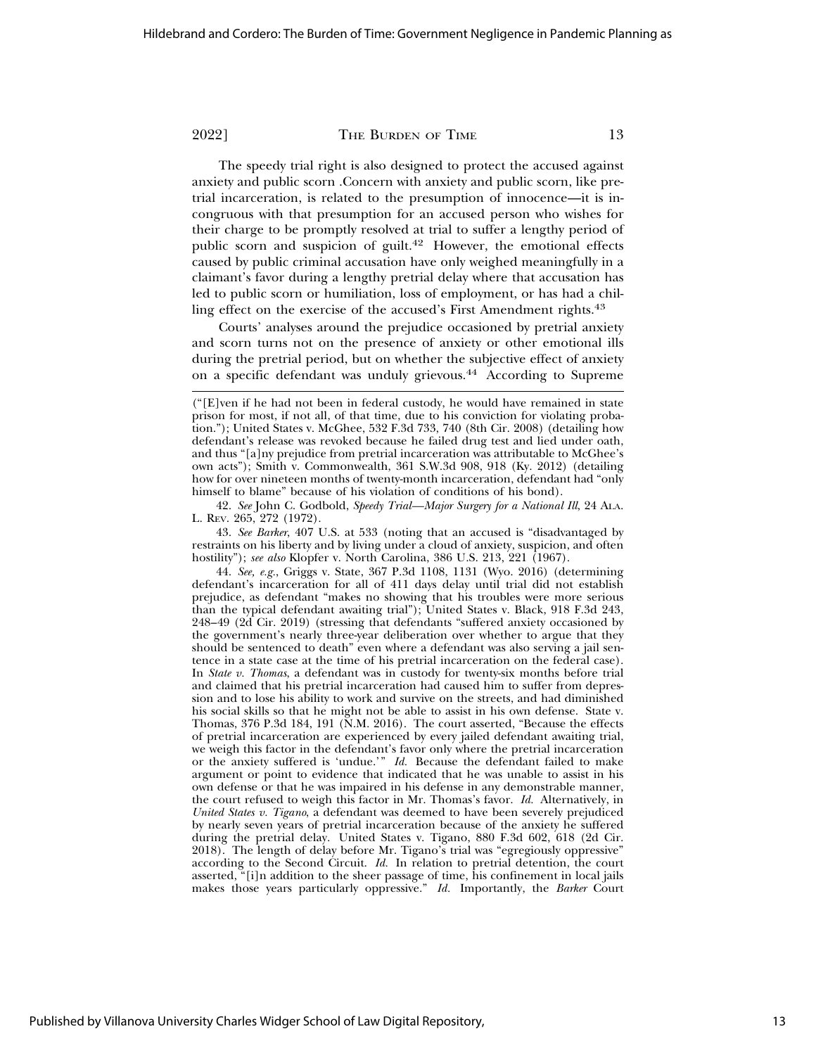The speedy trial right is also designed to protect the accused against anxiety and public scorn .Concern with anxiety and public scorn, like pretrial incarceration, is related to the presumption of innocence—it is incongruous with that presumption for an accused person who wishes for their charge to be promptly resolved at trial to suffer a lengthy period of public scorn and suspicion of guilt.[42] However, the emotional effects caused by public criminal accusation have only weighed meaningfully in a claimant's favor during a lengthy pretrial delay where that accusation has led to public scorn or humiliation, loss of employment, or has had a chilling effect on the exercise of the accused's First Amendment rights.[43]

Courts' analyses around the prejudice occasioned by pretrial anxiety and scorn turns not on the presence of anxiety or other emotional ills during the pretrial period, but on whether the subjective effect of anxiety on a specific defendant was unduly grievous.[44] According to Supreme

---

("[E]ven if he had not been in federal custody, he would have remained in state prison for most, if not all, of that time, due to his conviction for violating probation."); United States v. McGhee, 532 F.3d 733, 740 (8th Cir. 2008) (detailing how defendant's release was revoked because he failed drug test and lied under oath, and thus "[a]ny prejudice from pretrial incarceration was attributable to McGhee's own acts"); Smith v. Commonwealth, 361 S.W.3d 908, 918 (Ky. 2012) (detailing how for over nineteen months of twenty-month incarceration, defendant had "only himself to blame" because of his violation of conditions of his bond).

42. *See* John C. Godbold, *Speedy Trial—Major Surgery for a National Ill*, 24 ALA. L. REV. 265, 272 (1972).

43. *See Barker*, 407 U.S. at 533 (noting that an accused is "disadvantaged by restraints on his liberty and by living under a cloud of anxiety, suspicion, and often hostility"); *see also* Klopfer v. North Carolina, 386 U.S. 213, 221 (1967).

44. *See, e.g.*, Griggs v. State, 367 P.3d 1108, 1131 (Wyo. 2016) (determining defendant's incarceration for all of 411 days delay until trial did not establish prejudice, as defendant "makes no showing that his troubles were more serious than the typical defendant awaiting trial"); United States v. Black, 918 F.3d 243, 248–49 (2d Cir. 2019) (stressing that defendants "suffered anxiety occasioned by the government's nearly three-year deliberation over whether to argue that they should be sentenced to death" even where a defendant was also serving a jail sentence in a state case at the time of his pretrial incarceration on the federal case). In *State v. Thomas*, a defendant was in custody for twenty-six months before trial and claimed that his pretrial incarceration had caused him to suffer from depression and to lose his ability to work and survive on the streets, and had diminished his social skills so that he might not be able to assist in his own defense. State v. Thomas, 376 P.3d 184, 191 (N.M. 2016). The court asserted, "Because the effects of pretrial incarceration are experienced by every jailed defendant awaiting trial, we weigh this factor in the defendant's favor only where the pretrial incarceration or the anxiety suffered is 'undue.'" *Id.* Because the defendant failed to make argument or point to evidence that indicated that he was unable to assist in his own defense or that he was impaired in his defense in any demonstrable manner, the court refused to weigh this factor in Mr. Thomas's favor. *Id.* Alternatively, in *United States v. Tigano*, a defendant was deemed to have been severely prejudiced by nearly seven years of pretrial incarceration because of the anxiety he suffered during the pretrial delay. United States v. Tigano, 880 F.3d 602, 618 (2d Cir. 2018). The length of delay before Mr. Tigano's trial was "egregiously oppressive" according to the Second Circuit. *Id.* In relation to pretrial detention, the court asserted, "[i]n addition to the sheer passage of time, his confinement in local jails makes those years particularly oppressive." *Id.* Importantly, the *Barker* Court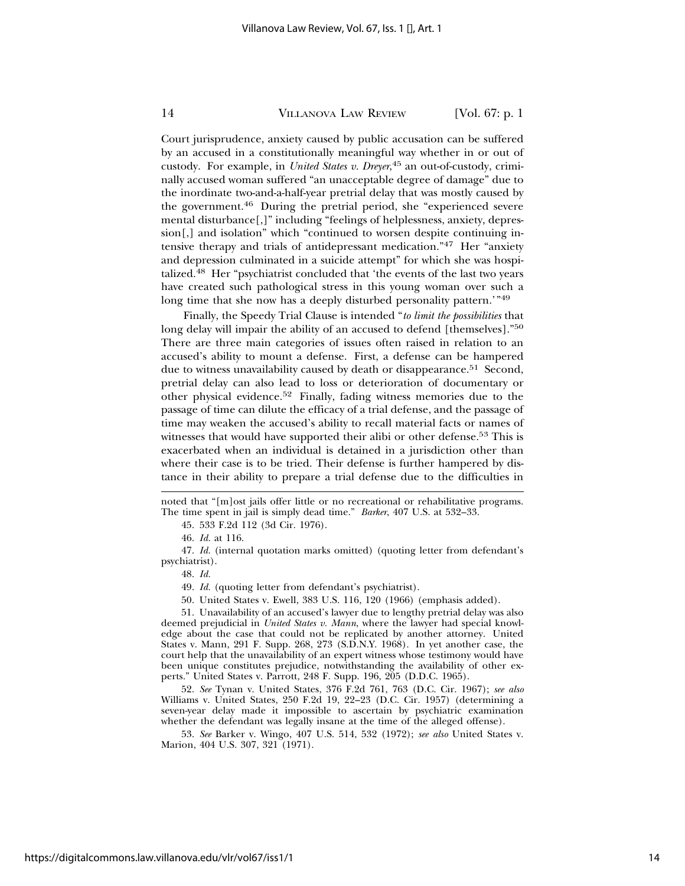Court jurisprudence, anxiety caused by public accusation can be suffered by an accused in a constitutionally meaningful way whether in or out of custody. For example, in *United States v. Dreyer*,[45] an out-of-custody, criminally accused woman suffered "an unacceptable degree of damage" due to the inordinate two-and-a-half-year pretrial delay that was mostly caused by the government.[46] During the pretrial period, she "experienced severe mental disturbance[,]" including "feelings of helplessness, anxiety, depression[,] and isolation" which "continued to worsen despite continuing intensive therapy and trials of antidepressant medication."[47] Her "anxiety and depression culminated in a suicide attempt" for which she was hospitalized.[48] Her "psychiatrist concluded that 'the events of the last two years have created such pathological stress in this young woman over such a long time that she now has a deeply disturbed personality pattern.'"[49]

Finally, the Speedy Trial Clause is intended "*to limit the possibilities* that long delay will impair the ability of an accused to defend [themselves]."[50] There are three main categories of issues often raised in relation to an accused's ability to mount a defense. First, a defense can be hampered due to witness unavailability caused by death or disappearance.[51] Second, pretrial delay can also lead to loss or deterioration of documentary or other physical evidence.[52] Finally, fading witness memories due to the passage of time can dilute the efficacy of a trial defense, and the passage of time may weaken the accused's ability to recall material facts or names of witnesses that would have supported their alibi or other defense.[53] This is exacerbated when an individual is detained in a jurisdiction other than where their case is to be tried. Their defense is further hampered by distance in their ability to prepare a trial defense due to the difficulties in

---

noted that "[m]ost jails offer little or no recreational or rehabilitative programs. The time spent in jail is simply dead time." *Barker*, 407 U.S. at 532–33.

45. 533 F.2d 112 (3d Cir. 1976).

46. *Id.* at 116.

47. *Id.* (internal quotation marks omitted) (quoting letter from defendant's psychiatrist).

48. *Id.*

49. *Id.* (quoting letter from defendant's psychiatrist).

50. United States v. Ewell, 383 U.S. 116, 120 (1966) (emphasis added).

51. Unavailability of an accused's lawyer due to lengthy pretrial delay was also deemed prejudicial in *United States v. Mann*, where the lawyer had special knowledge about the case that could not be replicated by another attorney. United States v. Mann, 291 F. Supp. 268, 273 (S.D.N.Y. 1968). In yet another case, the court help that the unavailability of an expert witness whose testimony would have been unique constitutes prejudice, notwithstanding the availability of other experts." United States v. Parrott, 248 F. Supp. 196, 205 (D.D.C. 1965).

52. *See* Tynan v. United States, 376 F.2d 761, 763 (D.C. Cir. 1967); *see also* Williams v. United States, 250 F.2d 19, 22–23 (D.C. Cir. 1957) (determining a seven-year delay made it impossible to ascertain by psychiatric examination whether the defendant was legally insane at the time of the alleged offense).

53. *See* Barker v. Wingo, 407 U.S. 514, 532 (1972); *see also* United States v. Marion, 404 U.S. 307, 321 (1971).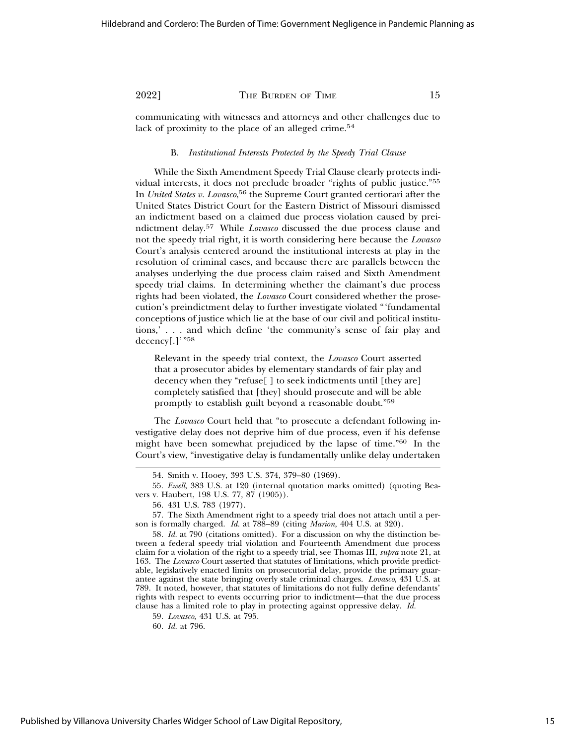communicating with witnesses and attorneys and other challenges due to lack of proximity to the place of an alleged crime.[54]

### B. *Institutional Interests Protected by the Speedy Trial Clause*

While the Sixth Amendment Speedy Trial Clause clearly protects individual interests, it does not preclude broader "rights of public justice."[55] In *United States v. Lovasco*,[56] the Supreme Court granted certiorari after the United States District Court for the Eastern District of Missouri dismissed an indictment based on a claimed due process violation caused by preindictment delay.[57] While *Lovasco* discussed the due process clause and not the speedy trial right, it is worth considering here because the *Lovasco* Court's analysis centered around the institutional interests at play in the resolution of criminal cases, and because there are parallels between the analyses underlying the due process claim raised and Sixth Amendment speedy trial claims. In determining whether the claimant's due process rights had been violated, the *Lovasco* Court considered whether the prosecution's preindictment delay to further investigate violated "'fundamental conceptions of justice which lie at the base of our civil and political institutions,' . . . and which define 'the community's sense of fair play and decency[.]'"[58]

> Relevant in the speedy trial context, the *Lovasco* Court asserted that a prosecutor abides by elementary standards of fair play and decency when they "refuse[ ] to seek indictments until [they are] completely satisfied that [they] should prosecute and will be able promptly to establish guilt beyond a reasonable doubt."[59]

The *Lovasco* Court held that "to prosecute a defendant following investigative delay does not deprive him of due process, even if his defense might have been somewhat prejudiced by the lapse of time."[60] In the Court's view, "investigative delay is fundamentally unlike delay undertaken

---

54. Smith v. Hooey, 393 U.S. 374, 379–80 (1969).

55. *Ewell*, 383 U.S. at 120 (internal quotation marks omitted) (quoting Beavers v. Haubert, 198 U.S. 77, 87 (1905)).

56. 431 U.S. 783 (1977).

57. The Sixth Amendment right to a speedy trial does not attach until a person is formally charged. *Id.* at 788–89 (citing *Marion*, 404 U.S. at 320).

58. *Id.* at 790 (citations omitted). For a discussion on why the distinction between a federal speedy trial violation and Fourteenth Amendment due process claim for a violation of the right to a speedy trial, see Thomas III, *supra* note 21, at 163. The *Lovasco* Court asserted that statutes of limitations, which provide predictable, legislatively enacted limits on prosecutorial delay, provide the primary guarantee against the state bringing overly stale criminal charges. *Lovasco*, 431 U.S. at 789. It noted, however, that statutes of limitations do not fully define defendants' rights with respect to events occurring prior to indictment—that the due process clause has a limited role to play in protecting against oppressive delay. *Id.*

59. *Lovasco*, 431 U.S. at 795.

60. *Id.* at 796.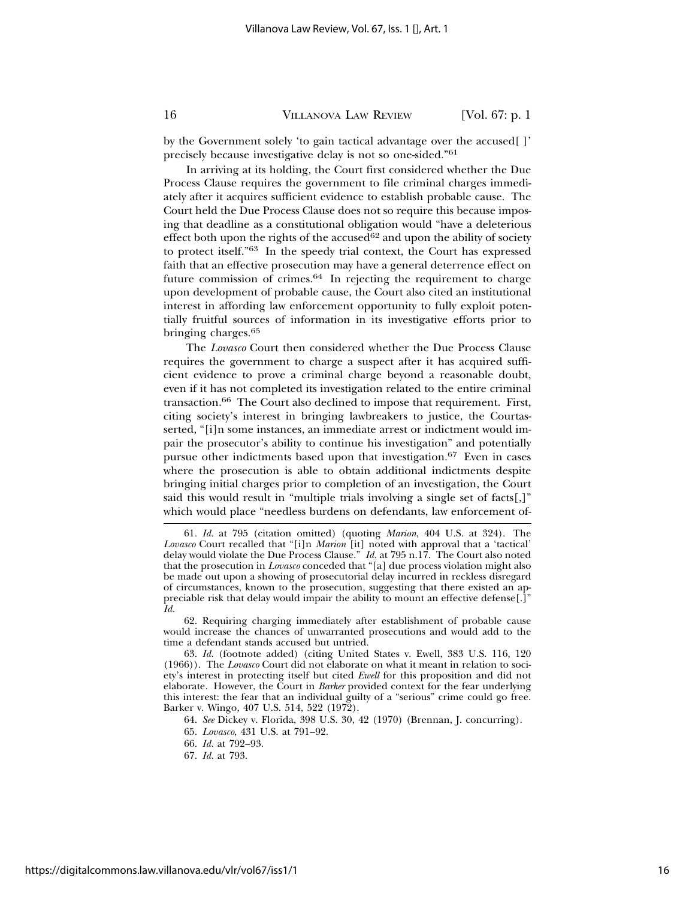by the Government solely 'to gain tactical advantage over the accused[ ]' precisely because investigative delay is not so one-sided."[61]

In arriving at its holding, the Court first considered whether the Due Process Clause requires the government to file criminal charges immediately after it acquires sufficient evidence to establish probable cause. The Court held the Due Process Clause does not so require this because imposing that deadline as a constitutional obligation would "have a deleterious effect both upon the rights of the accused[62] and upon the ability of society to protect itself."[63] In the speedy trial context, the Court has expressed faith that an effective prosecution may have a general deterrence effect on future commission of crimes.[64] In rejecting the requirement to charge upon development of probable cause, the Court also cited an institutional interest in affording law enforcement opportunity to fully exploit potentially fruitful sources of information in its investigative efforts prior to bringing charges.[65]

The *Lovasco* Court then considered whether the Due Process Clause requires the government to charge a suspect after it has acquired sufficient evidence to prove a criminal charge beyond a reasonable doubt, even if it has not completed its investigation related to the entire criminal transaction.[66] The Court also declined to impose that requirement. First, citing society's interest in bringing lawbreakers to justice, the Courtasserted, "[i]n some instances, an immediate arrest or indictment would impair the prosecutor's ability to continue his investigation" and potentially pursue other indictments based upon that investigation.[67] Even in cases where the prosecution is able to obtain additional indictments despite bringing initial charges prior to completion of an investigation, the Court said this would result in "multiple trials involving a single set of facts[,]" which would place "needless burdens on defendants, law enforcement of-

---

61. *Id.* at 795 (citation omitted) (quoting *Marion*, 404 U.S. at 324). The *Lovasco* Court recalled that "[i]n *Marion* [it] noted with approval that a 'tactical' delay would violate the Due Process Clause." *Id.* at 795 n.17. The Court also noted that the prosecution in *Lovasco* conceded that "[a] due process violation might also be made out upon a showing of prosecutorial delay incurred in reckless disregard of circumstances, known to the prosecution, suggesting that there existed an appreciable risk that delay would impair the ability to mount an effective defense[.]" *Id.*

62. Requiring charging immediately after establishment of probable cause would increase the chances of unwarranted prosecutions and would add to the time a defendant stands accused but untried.

63. *Id.* (footnote added) (citing United States v. Ewell, 383 U.S. 116, 120 (1966)). The *Lovasco* Court did not elaborate on what it meant in relation to society's interest in protecting itself but cited *Ewell* for this proposition and did not elaborate. However, the Court in *Barker* provided context for the fear underlying this interest: the fear that an individual guilty of a "serious" crime could go free. Barker v. Wingo, 407 U.S. 514, 522 (1972).

64. *See* Dickey v. Florida, 398 U.S. 30, 42 (1970) (Brennan, J. concurring).

65. *Lovasco*, 431 U.S. at 791–92.

66. *Id.* at 792–93.

67. *Id.* at 793.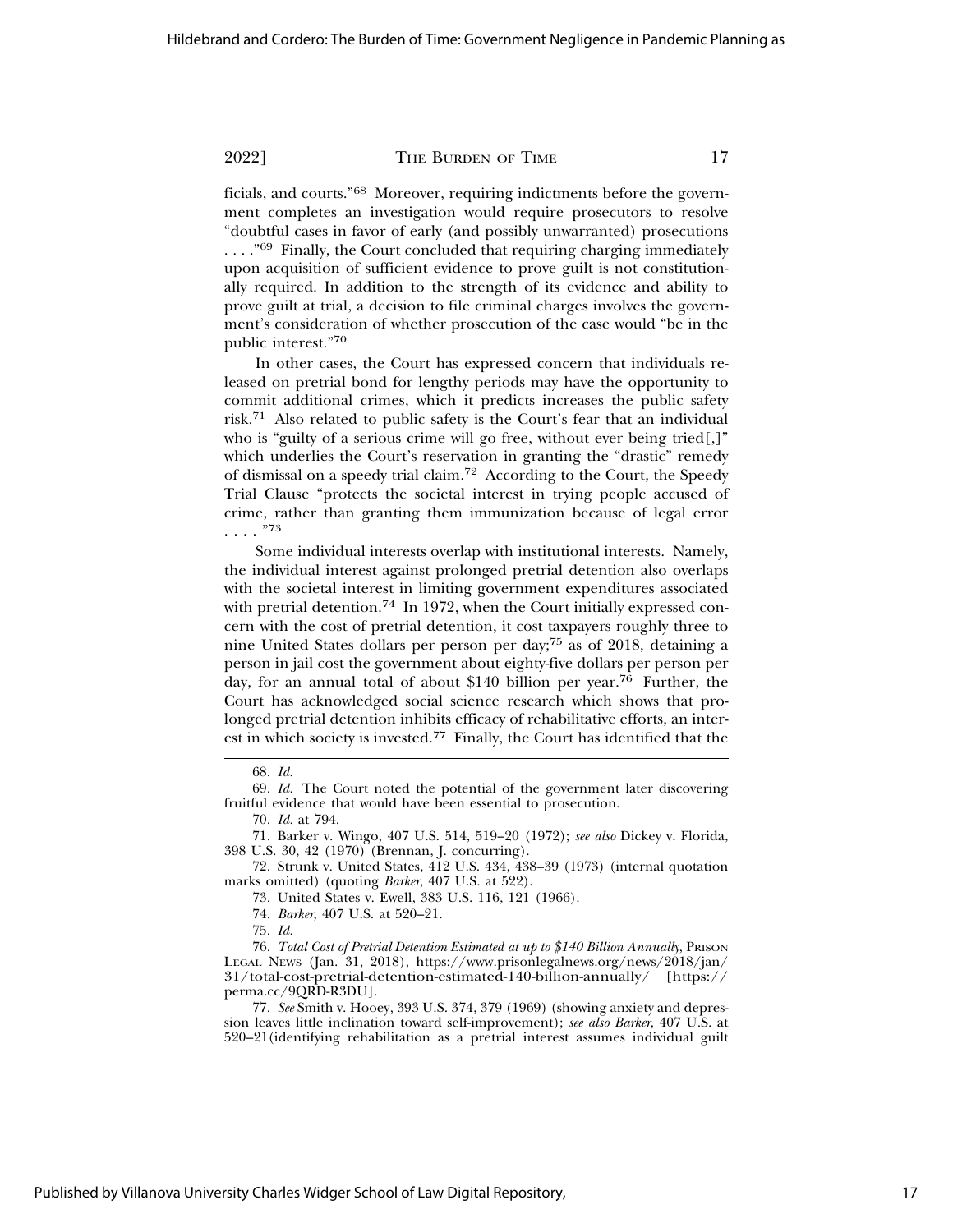ficials, and courts."[68] Moreover, requiring indictments before the government completes an investigation would require prosecutors to resolve "doubtful cases in favor of early (and possibly unwarranted) prosecutions . . . ."[69] Finally, the Court concluded that requiring charging immediately upon acquisition of sufficient evidence to prove guilt is not constitutionally required. In addition to the strength of its evidence and ability to prove guilt at trial, a decision to file criminal charges involves the government's consideration of whether prosecution of the case would "be in the public interest."[70]

In other cases, the Court has expressed concern that individuals released on pretrial bond for lengthy periods may have the opportunity to commit additional crimes, which it predicts increases the public safety risk.[71] Also related to public safety is the Court's fear that an individual who is "guilty of a serious crime will go free, without ever being tried[,]" which underlies the Court's reservation in granting the "drastic" remedy of dismissal on a speedy trial claim.[72] According to the Court, the Speedy Trial Clause "protects the societal interest in trying people accused of crime, rather than granting them immunization because of legal error . . . ."[73]

Some individual interests overlap with institutional interests. Namely, the individual interest against prolonged pretrial detention also overlaps with the societal interest in limiting government expenditures associated with pretrial detention.[74] In 1972, when the Court initially expressed concern with the cost of pretrial detention, it cost taxpayers roughly three to nine United States dollars per person per day;[75] as of 2018, detaining a person in jail cost the government about eighty-five dollars per person per day, for an annual total of about $140 billion per year.[76] Further, the Court has acknowledged social science research which shows that prolonged pretrial detention inhibits efficacy of rehabilitative efforts, an interest in which society is invested.[77] Finally, the Court has identified that the

---

68. *Id.*

69. *Id.* The Court noted the potential of the government later discovering fruitful evidence that would have been essential to prosecution.

70. *Id.* at 794.

71. Barker v. Wingo, 407 U.S. 514, 519–20 (1972); *see also* Dickey v. Florida, 398 U.S. 30, 42 (1970) (Brennan, J. concurring).

72. Strunk v. United States, 412 U.S. 434, 438–39 (1973) (internal quotation marks omitted) (quoting *Barker*, 407 U.S. at 522).

73. United States v. Ewell, 383 U.S. 116, 121 (1966).

74. *Barker*, 407 U.S. at 520–21.

75. *Id.*

76. *Total Cost of Pretrial Detention Estimated at up to $140 Billion Annually*, PRISON LEGAL NEWS (Jan. 31, 2018), https://www.prisonlegalnews.org/news/2018/jan/31/total-cost-pretrial-detention-estimated-140-billion-annually/ [https://perma.cc/9QRD-R3DU].

77. *See* Smith v. Hooey, 393 U.S. 374, 379 (1969) (showing anxiety and depression leaves little inclination toward self-improvement); *see also Barker*, 407 U.S. at 520–21(identifying rehabilitation as a pretrial interest assumes individual guilt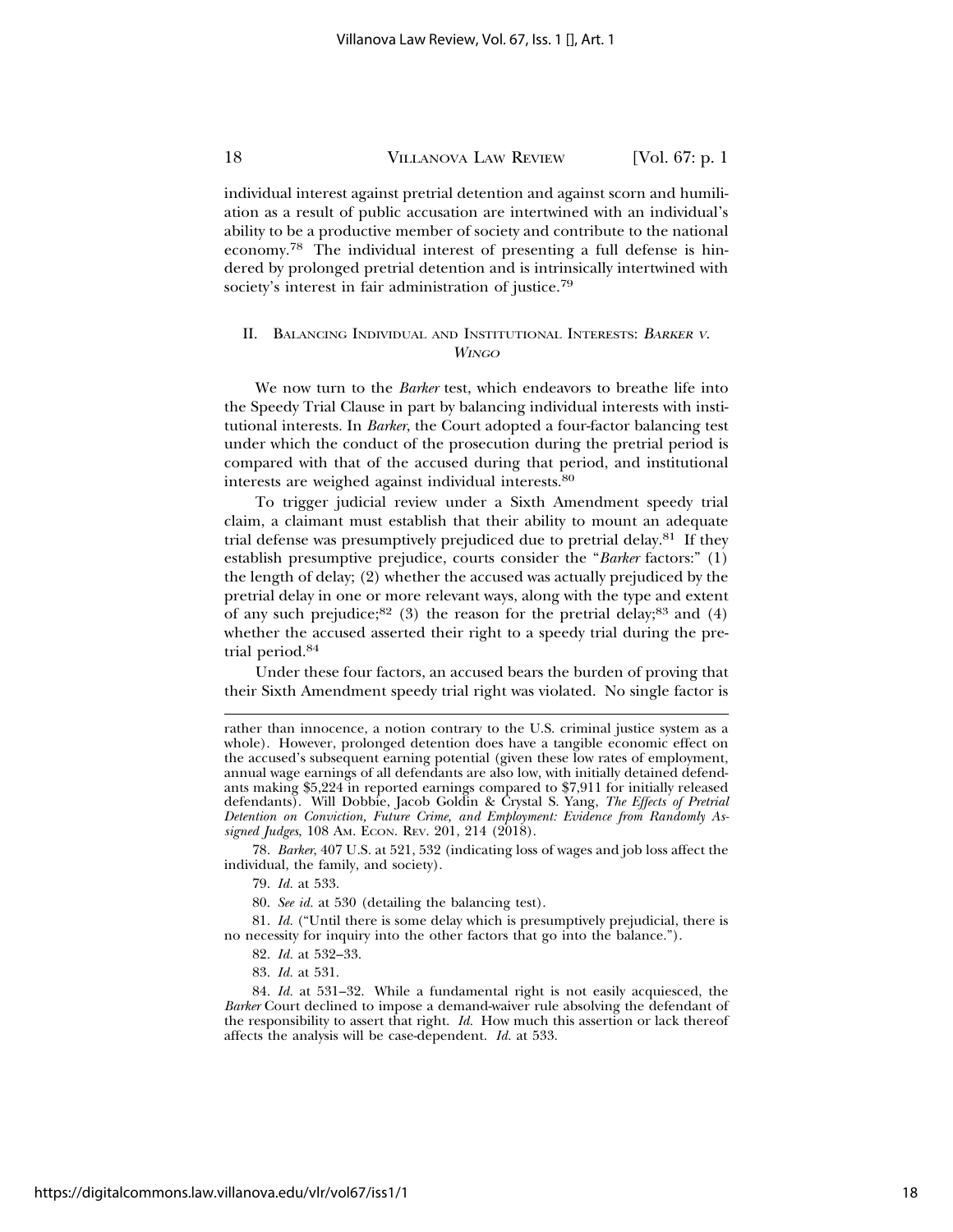individual interest against pretrial detention and against scorn and humiliation as a result of public accusation are intertwined with an individual's ability to be a productive member of society and contribute to the national economy.[78] The individual interest of presenting a full defense is hindered by prolonged pretrial detention and is intrinsically intertwined with society's interest in fair administration of justice.[79]

## II. Balancing Individual and Institutional Interests: *Barker v. Wingo*

We now turn to the *Barker* test, which endeavors to breathe life into the Speedy Trial Clause in part by balancing individual interests with institutional interests. In *Barker*, the Court adopted a four-factor balancing test under which the conduct of the prosecution during the pretrial period is compared with that of the accused during that period, and institutional interests are weighed against individual interests.[80]

To trigger judicial review under a Sixth Amendment speedy trial claim, a claimant must establish that their ability to mount an adequate trial defense was presumptively prejudiced due to pretrial delay.[81] If they establish presumptive prejudice, courts consider the "*Barker* factors:" (1) the length of delay; (2) whether the accused was actually prejudiced by the pretrial delay in one or more relevant ways, along with the type and extent of any such prejudice;[82] (3) the reason for the pretrial delay;[83] and (4) whether the accused asserted their right to a speedy trial during the pretrial period.[84]

Under these four factors, an accused bears the burden of proving that their Sixth Amendment speedy trial right was violated. No single factor is

---

rather than innocence, a notion contrary to the U.S. criminal justice system as a whole). However, prolonged detention does have a tangible economic effect on the accused's subsequent earning potential (given these low rates of employment, annual wage earnings of all defendants are also low, with initially detained defendants making $5,224 in reported earnings compared to $7,911 for initially released defendants). Will Dobbie, Jacob Goldin & Crystal S. Yang, *The Effects of Pretrial Detention on Conviction, Future Crime, and Employment: Evidence from Randomly Assigned Judges*, 108 Am. Econ. Rev. 201, 214 (2018).

78. *Barker*, 407 U.S. at 521, 532 (indicating loss of wages and job loss affect the individual, the family, and society).

79. *Id.* at 533.

80. *See id.* at 530 (detailing the balancing test).

81. *Id.* ("Until there is some delay which is presumptively prejudicial, there is no necessity for inquiry into the other factors that go into the balance.").

82. *Id.* at 532–33.

83. *Id.* at 531.

84. *Id.* at 531–32. While a fundamental right is not easily acquiesced, the *Barker* Court declined to impose a demand-waiver rule absolving the defendant of the responsibility to assert that right. *Id.* How much this assertion or lack thereof affects the analysis will be case-dependent. *Id.* at 533.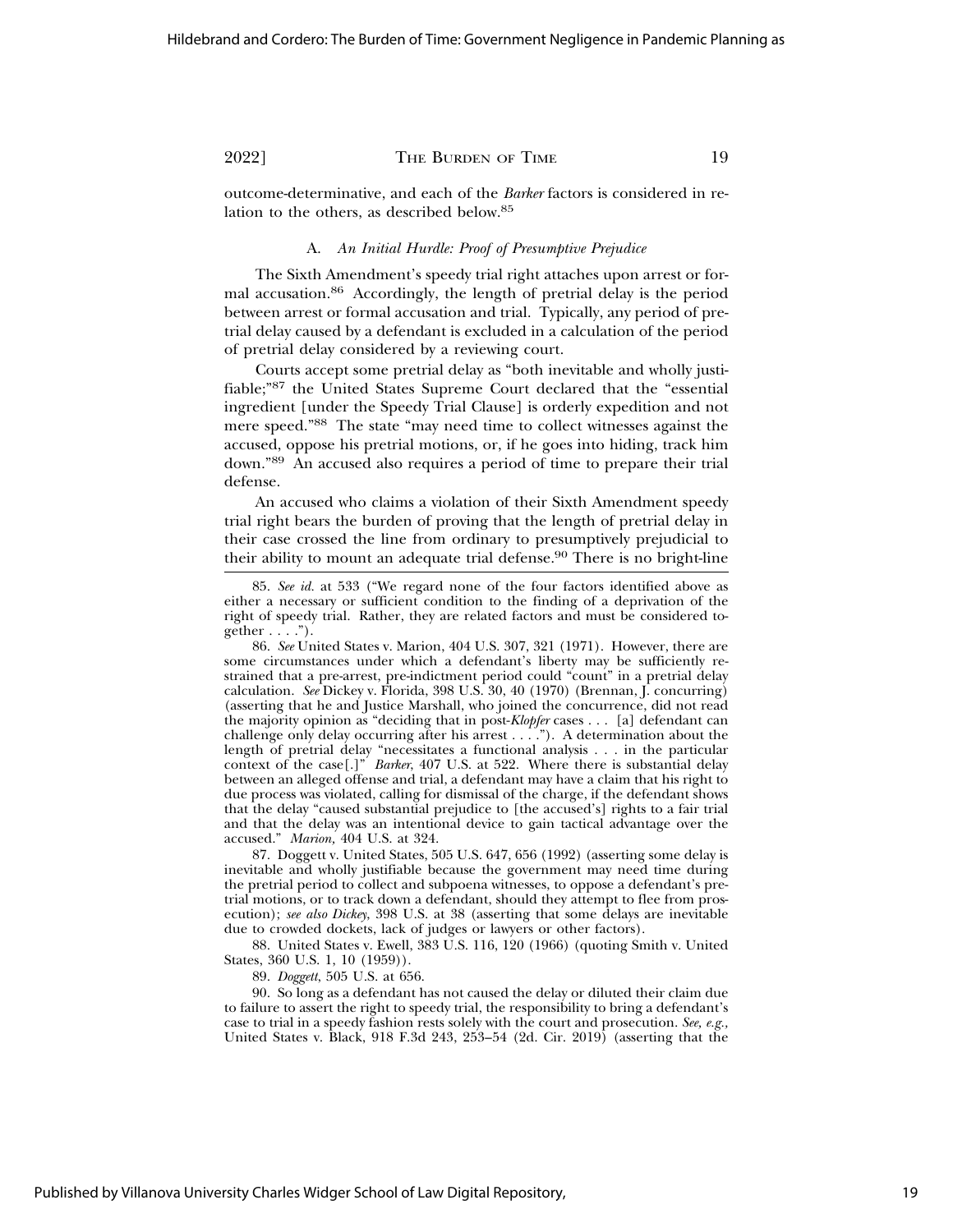outcome-determinative, and each of the *Barker* factors is considered in relation to the others, as described below.[85]

### A. *An Initial Hurdle: Proof of Presumptive Prejudice*

The Sixth Amendment's speedy trial right attaches upon arrest or formal accusation.[86] Accordingly, the length of pretrial delay is the period between arrest or formal accusation and trial. Typically, any period of pretrial delay caused by a defendant is excluded in a calculation of the period of pretrial delay considered by a reviewing court.

Courts accept some pretrial delay as "both inevitable and wholly justifiable;"[87] the United States Supreme Court declared that the "essential ingredient [under the Speedy Trial Clause] is orderly expedition and not mere speed."[88] The state "may need time to collect witnesses against the accused, oppose his pretrial motions, or, if he goes into hiding, track him down."[89] An accused also requires a period of time to prepare their trial defense.

An accused who claims a violation of their Sixth Amendment speedy trial right bears the burden of proving that the length of pretrial delay in their case crossed the line from ordinary to presumptively prejudicial to their ability to mount an adequate trial defense.[90] There is no bright-line

---

85. *See id.* at 533 ("We regard none of the four factors identified above as either a necessary or sufficient condition to the finding of a deprivation of the right of speedy trial. Rather, they are related factors and must be considered together . . . .").

86. *See* United States v. Marion, 404 U.S. 307, 321 (1971). However, there are some circumstances under which a defendant's liberty may be sufficiently restrained that a pre-arrest, pre-indictment period could "count" in a pretrial delay calculation. *See* Dickey v. Florida, 398 U.S. 30, 40 (1970) (Brennan, J. concurring) (asserting that he and Justice Marshall, who joined the concurrence, did not read the majority opinion as "deciding that in post-*Klopfer* cases . . . [a] defendant can challenge only delay occurring after his arrest . . . ."). A determination about the length of pretrial delay "necessitates a functional analysis . . . in the particular context of the case[.]" *Barker*, 407 U.S. at 522. Where there is substantial delay between an alleged offense and trial, a defendant may have a claim that his right to due process was violated, calling for dismissal of the charge, if the defendant shows that the delay "caused substantial prejudice to [the accused's] rights to a fair trial and that the delay was an intentional device to gain tactical advantage over the accused." *Marion*, 404 U.S. at 324.

87. Doggett v. United States, 505 U.S. 647, 656 (1992) (asserting some delay is inevitable and wholly justifiable because the government may need time during the pretrial period to collect and subpoena witnesses, to oppose a defendant's pretrial motions, or to track down a defendant, should they attempt to flee from prosecution); *see also Dickey*, 398 U.S. at 38 (asserting that some delays are inevitable due to crowded dockets, lack of judges or lawyers or other factors).

88. United States v. Ewell, 383 U.S. 116, 120 (1966) (quoting Smith v. United States, 360 U.S. 1, 10 (1959)).

89. *Doggett*, 505 U.S. at 656.

90. So long as a defendant has not caused the delay or diluted their claim due to failure to assert the right to speedy trial, the responsibility to bring a defendant's case to trial in a speedy fashion rests solely with the court and prosecution. *See, e.g.*, United States v. Black, 918 F.3d 243, 253–54 (2d. Cir. 2019) (asserting that the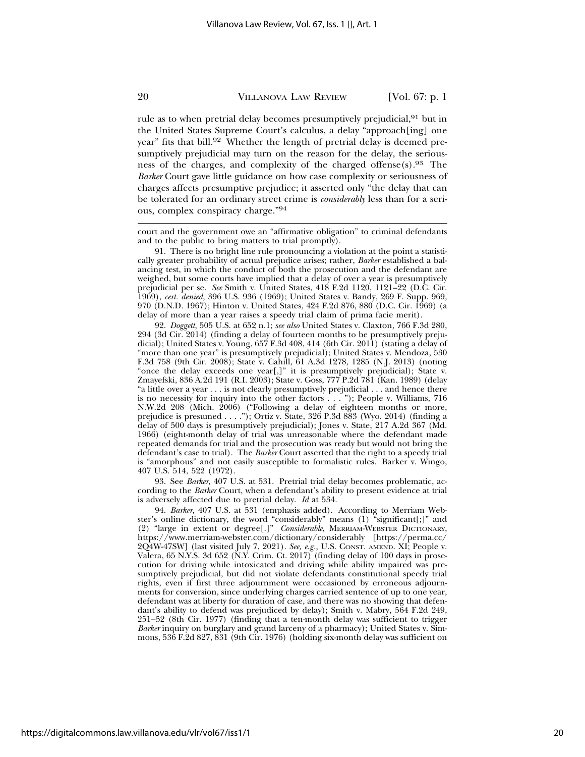rule as to when pretrial delay becomes presumptively prejudicial,[91] but in the United States Supreme Court's calculus, a delay "approach[ing] one year" fits that bill.[92] Whether the length of pretrial delay is deemed presumptively prejudicial may turn on the reason for the delay, the seriousness of the charges, and complexity of the charged offense(s).[93] The *Barker* Court gave little guidance on how case complexity or seriousness of charges affects presumptive prejudice; it asserted only "the delay that can be tolerated for an ordinary street crime is *considerably* less than for a serious, complex conspiracy charge."[94]

---

court and the government owe an "affirmative obligation" to criminal defendants and to the public to bring matters to trial promptly).

91. There is no bright line rule pronouncing a violation at the point a statistically greater probability of actual prejudice arises; rather, *Barker* established a balancing test, in which the conduct of both the prosecution and the defendant are weighed, but some courts have implied that a delay of over a year is presumptively prejudicial per se. *See* Smith v. United States, 418 F.2d 1120, 1121–22 (D.C. Cir. 1969), *cert. denied*, 396 U.S. 936 (1969); United States v. Bandy, 269 F. Supp. 969, 970 (D.N.D. 1967); Hinton v. United States, 424 F.2d 876, 880 (D.C. Cir. 1969) (a delay of more than a year raises a speedy trial claim of prima facie merit).

92. *Doggett*, 505 U.S. at 652 n.1; *see also* United States v. Claxton, 766 F.3d 280, 294 (3d Cir. 2014) (finding a delay of fourteen months to be presumptively prejudicial); United States v. Young, 657 F.3d 408, 414 (6th Cir. 2011) (stating a delay of "more than one year" is presumptively prejudicial); United States v. Mendoza, 530 F.3d 758 (9th Cir. 2008); State v. Cahill, 61 A.3d 1278, 1285 (N.J. 2013) (noting "once the delay exceeds one year[,]" it is presumptively prejudicial); State v. Zmayefski, 836 A.2d 191 (R.I. 2003); State v. Goss, 777 P.2d 781 (Kan. 1989) (delay "a little over a year . . . is not clearly presumptively prejudicial . . . and hence there is no necessity for inquiry into the other factors . . . "); People v. Williams, 716 N.W.2d 208 (Mich. 2006) ("Following a delay of eighteen months or more, prejudice is presumed . . . ."); Ortiz v. State, 326 P.3d 883 (Wyo. 2014) (finding a delay of 500 days is presumptively prejudicial); Jones v. State, 217 A.2d 367 (Md. 1966) (eight-month delay of trial was unreasonable where the defendant made repeated demands for trial and the prosecution was ready but would not bring the defendant's case to trial). The *Barker* Court asserted that the right to a speedy trial is "amorphous" and not easily susceptible to formalistic rules. Barker v. Wingo, 407 U.S. 514, 522 (1972).

93. See *Barker*, 407 U.S. at 531. Pretrial trial delay becomes problematic, according to the *Barker* Court, when a defendant's ability to present evidence at trial is adversely affected due to pretrial delay. *Id* at 534.

94. *Barker*, 407 U.S. at 531 (emphasis added). According to Merriam Webster's online dictionary, the word "considerably" means (1) "significant[;]" and (2) "large in extent or degree[.]" *Considerable*, MERRIAM-WEBSTER DICTIONARY, https://www.merriam-webster.com/dictionary/considerably [https://perma.cc/2Q4W-47SW] (last visited July 7, 2021). *See, e.g.*, U.S. CONST. AMEND. XI; People v. Valera, 65 N.Y.S. 3d 652 (N.Y. Crim. Ct. 2017) (finding delay of 100 days in prosecution for driving while intoxicated and driving while ability impaired was presumptively prejudicial, but did not violate defendants constitutional speedy trial rights, even if first three adjournment were occasioned by erroneous adjournments for conversion, since underlying charges carried sentence of up to one year, defendant was at liberty for duration of case, and there was no showing that defendant's ability to defend was prejudiced by delay); Smith v. Mabry, 564 F.2d 249, 251–52 (8th Cir. 1977) (finding that a ten-month delay was sufficient to trigger *Barker* inquiry on burglary and grand larceny of a pharmacy); United States v. Simmons, 536 F.2d 827, 831 (9th Cir. 1976) (holding six-month delay was sufficient on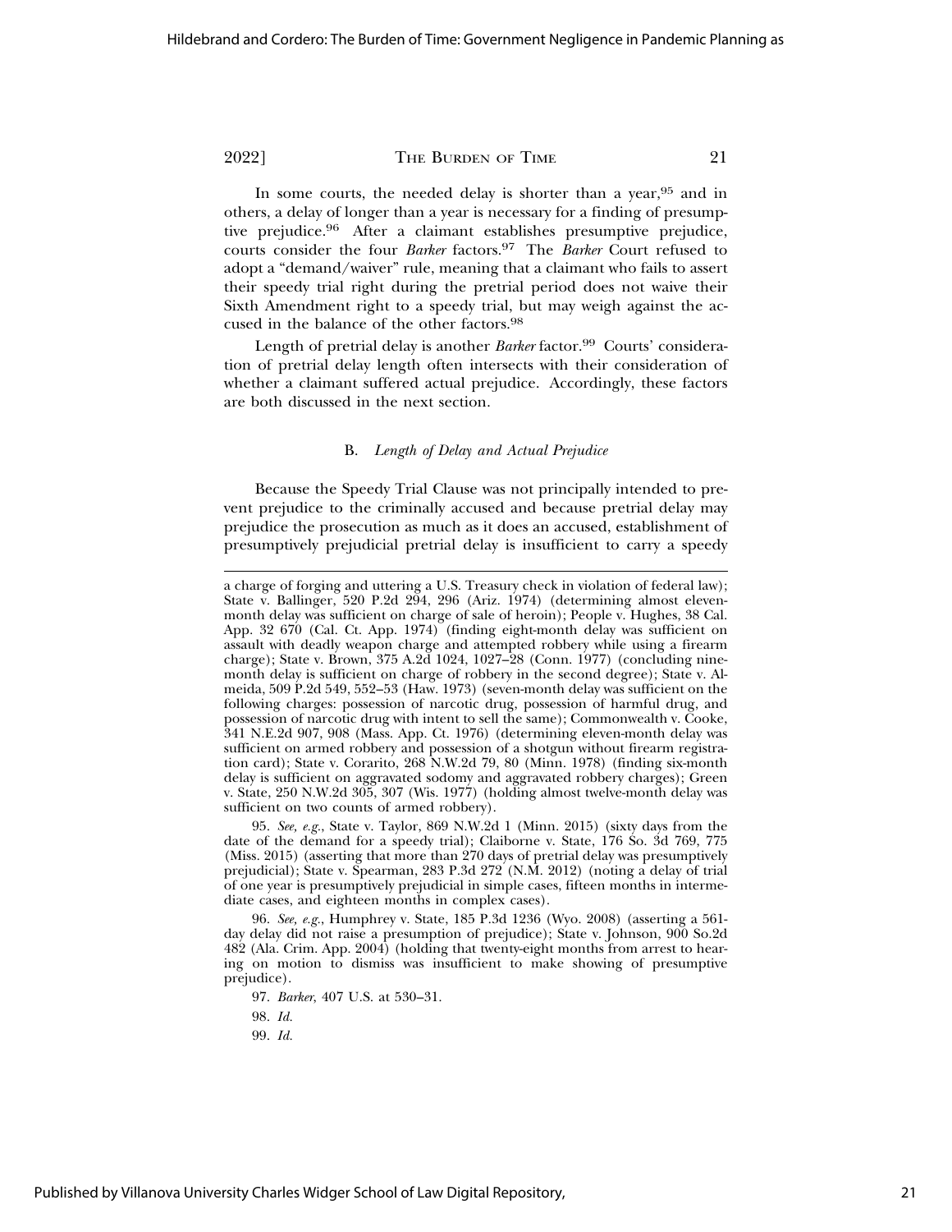In some courts, the needed delay is shorter than a year,[95] and in others, a delay of longer than a year is necessary for a finding of presumptive prejudice.[96] After a claimant establishes presumptive prejudice, courts consider the four *Barker* factors.[97] The *Barker* Court refused to adopt a "demand/waiver" rule, meaning that a claimant who fails to assert their speedy trial right during the pretrial period does not waive their Sixth Amendment right to a speedy trial, but may weigh against the accused in the balance of the other factors.[98]

Length of pretrial delay is another *Barker* factor.[99] Courts' consideration of pretrial delay length often intersects with their consideration of whether a claimant suffered actual prejudice. Accordingly, these factors are both discussed in the next section.

### B. *Length of Delay and Actual Prejudice*

Because the Speedy Trial Clause was not principally intended to prevent prejudice to the criminally accused and because pretrial delay may prejudice the prosecution as much as it does an accused, establishment of presumptively prejudicial pretrial delay is insufficient to carry a speedy

---

a charge of forging and uttering a U.S. Treasury check in violation of federal law); State v. Ballinger, 520 P.2d 294, 296 (Ariz. 1974) (determining almost eleven-month delay was sufficient on charge of sale of heroin); People v. Hughes, 38 Cal. App. 32 670 (Cal. Ct. App. 1974) (finding eight-month delay was sufficient on assault with deadly weapon charge and attempted robbery while using a firearm charge); State v. Brown, 375 A.2d 1024, 1027–28 (Conn. 1977) (concluding nine-month delay is sufficient on charge of robbery in the second degree); State v. Almeida, 509 P.2d 549, 552–53 (Haw. 1973) (seven-month delay was sufficient on the following charges: possession of narcotic drug, possession of harmful drug, and possession of narcotic drug with intent to sell the same); Commonwealth v. Cooke, 341 N.E.2d 907, 908 (Mass. App. Ct. 1976) (determining eleven-month delay was sufficient on armed robbery and possession of a shotgun without firearm registration card); State v. Corarito, 268 N.W.2d 79, 80 (Minn. 1978) (finding six-month delay is sufficient on aggravated sodomy and aggravated robbery charges); Green v. State, 250 N.W.2d 305, 307 (Wis. 1977) (holding almost twelve-month delay was sufficient on two counts of armed robbery).

95. *See, e.g.*, State v. Taylor, 869 N.W.2d 1 (Minn. 2015) (sixty days from the date of the demand for a speedy trial); Claiborne v. State, 176 So. 3d 769, 775 (Miss. 2015) (asserting that more than 270 days of pretrial delay was presumptively prejudicial); State v. Spearman, 283 P.3d 272 (N.M. 2012) (noting a delay of trial of one year is presumptively prejudicial in simple cases, fifteen months in intermediate cases, and eighteen months in complex cases).

96. *See, e.g.*, Humphrey v. State, 185 P.3d 1236 (Wyo. 2008) (asserting a 561-day delay did not raise a presumption of prejudice); State v. Johnson, 900 So.2d 482 (Ala. Crim. App. 2004) (holding that twenty-eight months from arrest to hearing on motion to dismiss was insufficient to make showing of presumptive prejudice).

97. *Barker*, 407 U.S. at 530–31.

98. *Id.*

99. *Id.*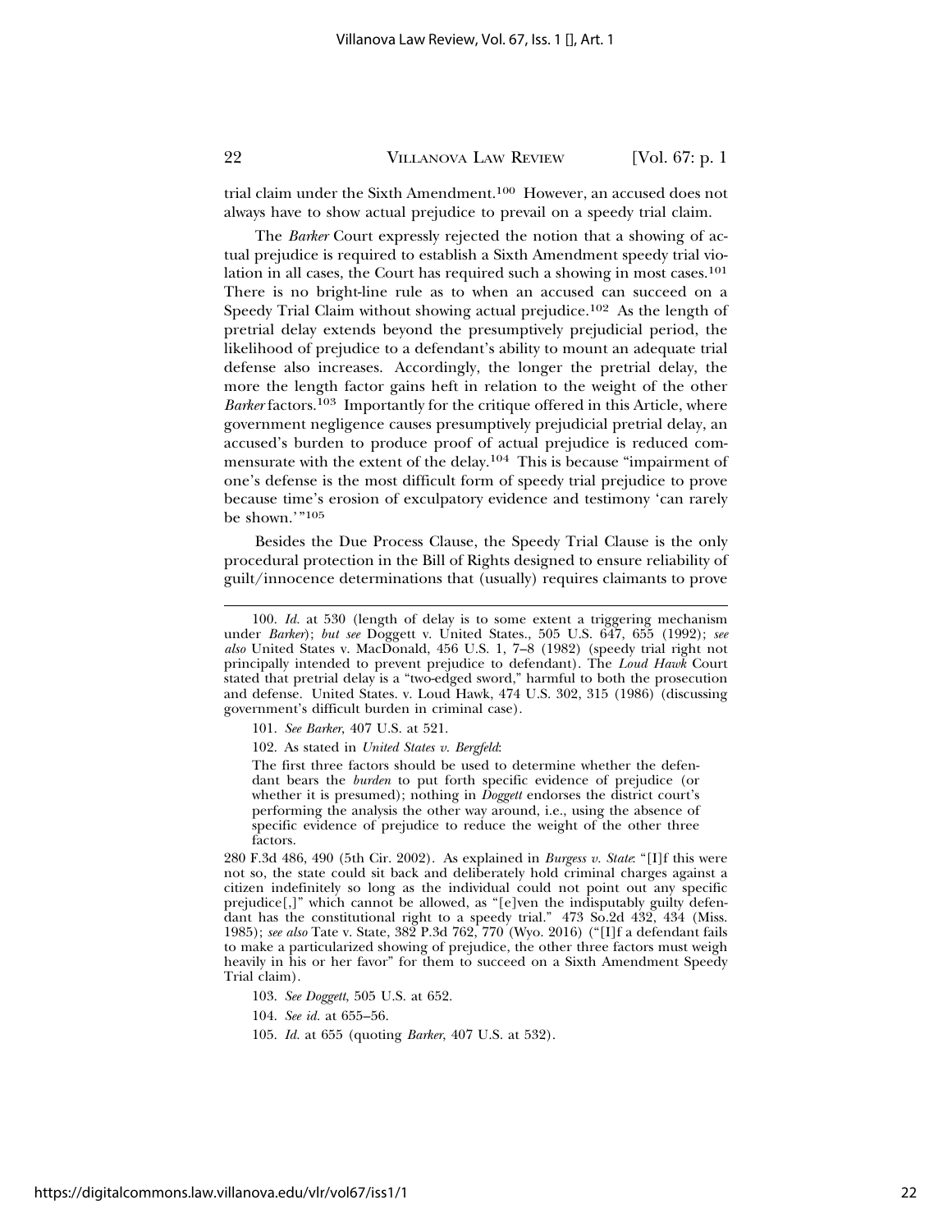trial claim under the Sixth Amendment.[100] However, an accused does not always have to show actual prejudice to prevail on a speedy trial claim.

The *Barker* Court expressly rejected the notion that a showing of actual prejudice is required to establish a Sixth Amendment speedy trial violation in all cases, the Court has required such a showing in most cases.[101] There is no bright-line rule as to when an accused can succeed on a Speedy Trial Claim without showing actual prejudice.[102] As the length of pretrial delay extends beyond the presumptively prejudicial period, the likelihood of prejudice to a defendant's ability to mount an adequate trial defense also increases. Accordingly, the longer the pretrial delay, the more the length factor gains heft in relation to the weight of the other *Barker* factors.[103] Importantly for the critique offered in this Article, where government negligence causes presumptively prejudicial pretrial delay, an accused's burden to produce proof of actual prejudice is reduced commensurate with the extent of the delay.[104] This is because "impairment of one's defense is the most difficult form of speedy trial prejudice to prove because time's erosion of exculpatory evidence and testimony 'can rarely be shown.'"[105]

Besides the Due Process Clause, the Speedy Trial Clause is the only procedural protection in the Bill of Rights designed to ensure reliability of guilt/innocence determinations that (usually) requires claimants to prove

---

100. *Id.* at 530 (length of delay is to some extent a triggering mechanism under *Barker*); *but see* Doggett v. United States., 505 U.S. 647, 655 (1992); *see also* United States v. MacDonald, 456 U.S. 1, 7–8 (1982) (speedy trial right not principally intended to prevent prejudice to defendant). The *Loud Hawk* Court stated that pretrial delay is a "two-edged sword," harmful to both the prosecution and defense. United States. v. Loud Hawk, 474 U.S. 302, 315 (1986) (discussing government's difficult burden in criminal case).

101. *See Barker*, 407 U.S. at 521.

102. As stated in *United States v. Bergfeld*:

> The first three factors should be used to determine whether the defendant bears the *burden* to put forth specific evidence of prejudice (or whether it is presumed); nothing in *Doggett* endorses the district court's performing the analysis the other way around, i.e., using the absence of specific evidence of prejudice to reduce the weight of the other three factors.

280 F.3d 486, 490 (5th Cir. 2002). As explained in *Burgess v. State*: "[I]f this were not so, the state could sit back and deliberately hold criminal charges against a citizen indefinitely so long as the individual could not point out any specific prejudice[,]" which cannot be allowed, as "[e]ven the indisputably guilty defendant has the constitutional right to a speedy trial." 473 So.2d 432, 434 (Miss. 1985); *see also* Tate v. State, 382 P.3d 762, 770 (Wyo. 2016) ("[I]f a defendant fails to make a particularized showing of prejudice, the other three factors must weigh heavily in his or her favor" for them to succeed on a Sixth Amendment Speedy Trial claim).

103. *See Doggett*, 505 U.S. at 652.

104. *See id.* at 655–56.

105. *Id.* at 655 (quoting *Barker*, 407 U.S. at 532).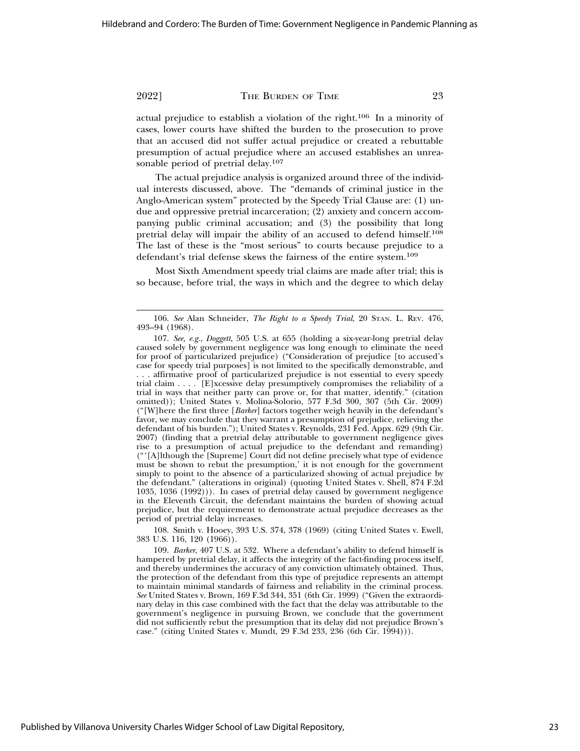actual prejudice to establish a violation of the right.[106] In a minority of cases, lower courts have shifted the burden to the prosecution to prove that an accused did not suffer actual prejudice or created a rebuttable presumption of actual prejudice where an accused establishes an unreasonable period of pretrial delay.[107]

The actual prejudice analysis is organized around three of the individual interests discussed, above. The "demands of criminal justice in the Anglo-American system" protected by the Speedy Trial Clause are: (1) undue and oppressive pretrial incarceration; (2) anxiety and concern accompanying public criminal accusation; and (3) the possibility that long pretrial delay will impair the ability of an accused to defend himself.[108] The last of these is the "most serious" to courts because prejudice to a defendant's trial defense skews the fairness of the entire system.[109]

Most Sixth Amendment speedy trial claims are made after trial; this is so because, before trial, the ways in which and the degree to which delay

---

106. *See* Alan Schneider, *The Right to a Speedy Trial*, 20 Stan. L. Rev. 476, 493–94 (1968).

107. *See, e.g.*, *Doggett*, 505 U.S. at 655 (holding a six-year-long pretrial delay caused solely by government negligence was long enough to eliminate the need for proof of particularized prejudice) ("Consideration of prejudice [to accused's case for speedy trial purposes] is not limited to the specifically demonstrable, and . . . affirmative proof of particularized prejudice is not essential to every speedy trial claim . . . . [E]xcessive delay presumptively compromises the reliability of a trial in ways that neither party can prove or, for that matter, identify." (citation omitted)); United States v. Molina-Solorio, 577 F.3d 300, 307 (5th Cir. 2009) ("[W]here the first three [*Barker*] factors together weigh heavily in the defendant's favor, we may conclude that they warrant a presumption of prejudice, relieving the defendant of his burden."); United States v. Reynolds, 231 Fed. Appx. 629 (9th Cir. 2007) (finding that a pretrial delay attributable to government negligence gives rise to a presumption of actual prejudice to the defendant and remanding) ("'[A]lthough the [Supreme] Court did not define precisely what type of evidence must be shown to rebut the presumption,' it is not enough for the government simply to point to the absence of a particularized showing of actual prejudice by the defendant." (alterations in original) (quoting United States v. Shell, 874 F.2d 1035, 1036 (1992))). In cases of pretrial delay caused by government negligence in the Eleventh Circuit, the defendant maintains the burden of showing actual prejudice, but the requirement to demonstrate actual prejudice decreases as the period of pretrial delay increases.

108. Smith v. Hooey, 393 U.S. 374, 378 (1969) (citing United States v. Ewell, 383 U.S. 116, 120 (1966)).

109. *Barker*, 407 U.S. at 532. Where a defendant's ability to defend himself is hampered by pretrial delay, it affects the integrity of the fact-finding process itself, and thereby undermines the accuracy of any conviction ultimately obtained. Thus, the protection of the defendant from this type of prejudice represents an attempt to maintain minimal standards of fairness and reliability in the criminal process. *See* United States v. Brown, 169 F.3d 344, 351 (6th Cir. 1999) ("Given the extraordinary delay in this case combined with the fact that the delay was attributable to the government's negligence in pursuing Brown, we conclude that the government did not sufficiently rebut the presumption that its delay did not prejudice Brown's case." (citing United States v. Mundt, 29 F.3d 233, 236 (6th Cir. 1994))).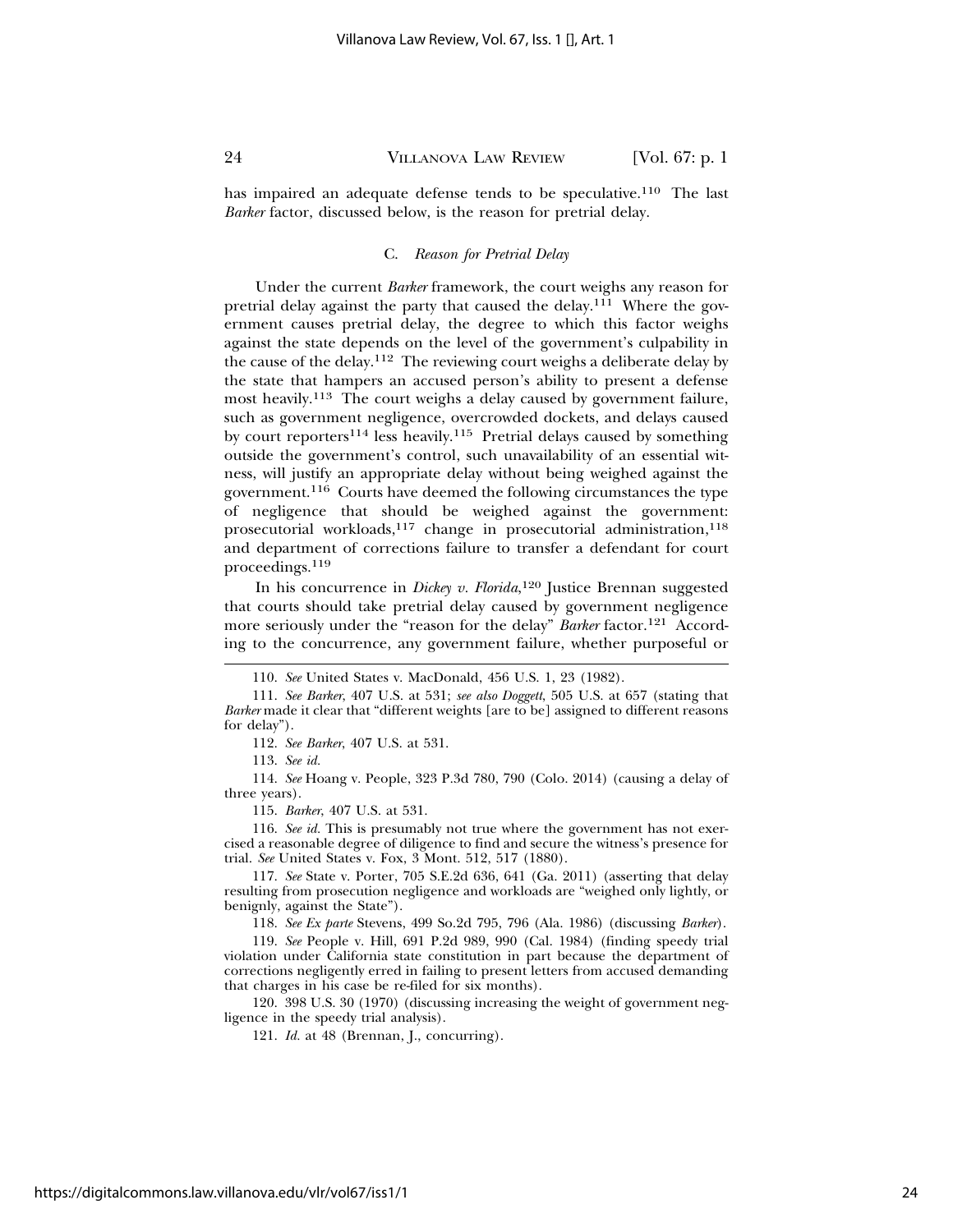has impaired an adequate defense tends to be speculative.[110] The last *Barker* factor, discussed below, is the reason for pretrial delay.

### C. *Reason for Pretrial Delay*

Under the current *Barker* framework, the court weighs any reason for pretrial delay against the party that caused the delay.[111] Where the government causes pretrial delay, the degree to which this factor weighs against the state depends on the level of the government's culpability in the cause of the delay.[112] The reviewing court weighs a deliberate delay by the state that hampers an accused person's ability to present a defense most heavily.[113] The court weighs a delay caused by government failure, such as government negligence, overcrowded dockets, and delays caused by court reporters[114] less heavily.[115] Pretrial delays caused by something outside the government's control, such unavailability of an essential witness, will justify an appropriate delay without being weighed against the government.[116] Courts have deemed the following circumstances the type of negligence that should be weighed against the government: prosecutorial workloads,[117] change in prosecutorial administration,[118] and department of corrections failure to transfer a defendant for court proceedings.[119]

In his concurrence in *Dickey v. Florida*,[120] Justice Brennan suggested that courts should take pretrial delay caused by government negligence more seriously under the "reason for the delay" *Barker* factor.[121] According to the concurrence, any government failure, whether purposeful or

---

110. *See* United States v. MacDonald, 456 U.S. 1, 23 (1982).

111. *See Barker*, 407 U.S. at 531; *see also Doggett*, 505 U.S. at 657 (stating that *Barker* made it clear that "different weights [are to be] assigned to different reasons for delay").

112. *See Barker*, 407 U.S. at 531.

113. *See id.*

114. *See* Hoang v. People, 323 P.3d 780, 790 (Colo. 2014) (causing a delay of three years).

115. *Barker*, 407 U.S. at 531.

116. *See id.* This is presumably not true where the government has not exercised a reasonable degree of diligence to find and secure the witness's presence for trial. *See* United States v. Fox, 3 Mont. 512, 517 (1880).

117. *See* State v. Porter, 705 S.E.2d 636, 641 (Ga. 2011) (asserting that delay resulting from prosecution negligence and workloads are "weighed only lightly, or benignly, against the State").

118. *See Ex parte* Stevens, 499 So.2d 795, 796 (Ala. 1986) (discussing *Barker*).

119. *See* People v. Hill, 691 P.2d 989, 990 (Cal. 1984) (finding speedy trial violation under California state constitution in part because the department of corrections negligently erred in failing to present letters from accused demanding that charges in his case be re-filed for six months).

120. 398 U.S. 30 (1970) (discussing increasing the weight of government negligence in the speedy trial analysis).

121. *Id.* at 48 (Brennan, J., concurring).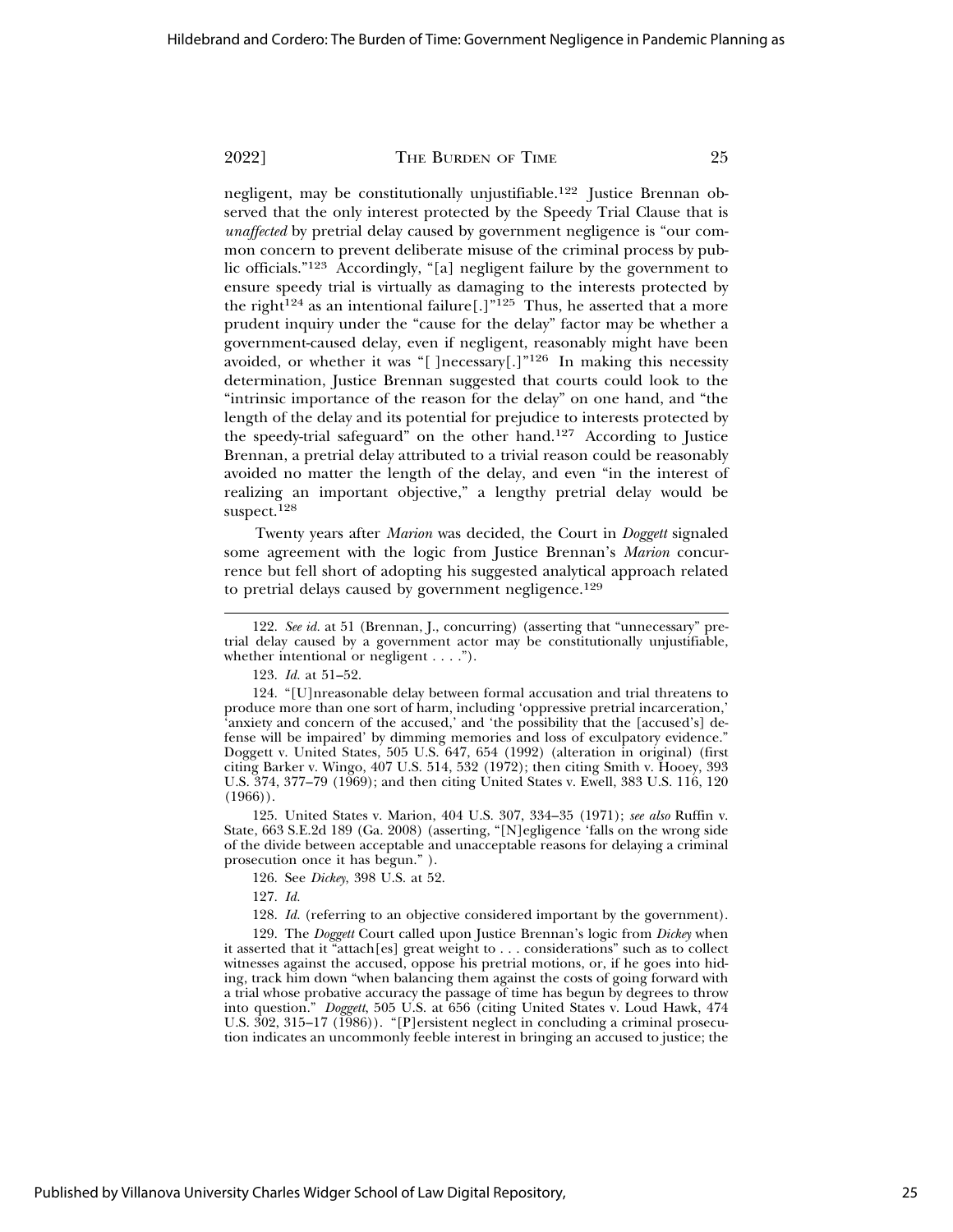negligent, may be constitutionally unjustifiable.[122] Justice Brennan observed that the only interest protected by the Speedy Trial Clause that is *unaffected* by pretrial delay caused by government negligence is "our common concern to prevent deliberate misuse of the criminal process by public officials."[123] Accordingly, "[a] negligent failure by the government to ensure speedy trial is virtually as damaging to the interests protected by the right[124] as an intentional failure[.]"[125] Thus, he asserted that a more prudent inquiry under the "cause for the delay" factor may be whether a government-caused delay, even if negligent, reasonably might have been avoided, or whether it was "[ ]necessary[.]"[126] In making this necessity determination, Justice Brennan suggested that courts could look to the "intrinsic importance of the reason for the delay" on one hand, and "the length of the delay and its potential for prejudice to interests protected by the speedy-trial safeguard" on the other hand.[127] According to Justice Brennan, a pretrial delay attributed to a trivial reason could be reasonably avoided no matter the length of the delay, and even "in the interest of realizing an important objective," a lengthy pretrial delay would be suspect.[128]

Twenty years after *Marion* was decided, the Court in *Doggett* signaled some agreement with the logic from Justice Brennan's *Marion* concurrence but fell short of adopting his suggested analytical approach related to pretrial delays caused by government negligence.[129]

---

122. *See id.* at 51 (Brennan, J., concurring) (asserting that "unnecessary" pretrial delay caused by a government actor may be constitutionally unjustifiable, whether intentional or negligent . . . .").

123. *Id.* at 51–52.

124. "[U]nreasonable delay between formal accusation and trial threatens to produce more than one sort of harm, including 'oppressive pretrial incarceration,' 'anxiety and concern of the accused,' and 'the possibility that the [accused's] defense will be impaired' by dimming memories and loss of exculpatory evidence." Doggett v. United States, 505 U.S. 647, 654 (1992) (alteration in original) (first citing Barker v. Wingo, 407 U.S. 514, 532 (1972); then citing Smith v. Hooey, 393 U.S. 374, 377–79 (1969); and then citing United States v. Ewell, 383 U.S. 116, 120 (1966)).

125. United States v. Marion, 404 U.S. 307, 334–35 (1971); *see also* Ruffin v. State, 663 S.E.2d 189 (Ga. 2008) (asserting, "[N]egligence 'falls on the wrong side of the divide between acceptable and unacceptable reasons for delaying a criminal prosecution once it has begun." ).

126. See *Dickey*, 398 U.S. at 52.

127. *Id.*

128. *Id.* (referring to an objective considered important by the government).

129. The *Doggett* Court called upon Justice Brennan's logic from *Dickey* when it asserted that it "attach[es] great weight to . . . considerations" such as to collect witnesses against the accused, oppose his pretrial motions, or, if he goes into hiding, track him down "when balancing them against the costs of going forward with a trial whose probative accuracy the passage of time has begun by degrees to throw into question." *Doggett*, 505 U.S. at 656 (citing United States v. Loud Hawk, 474 U.S. 302, 315–17 (1986)). "[P]ersistent neglect in concluding a criminal prosecution indicates an uncommonly feeble interest in bringing an accused to justice; the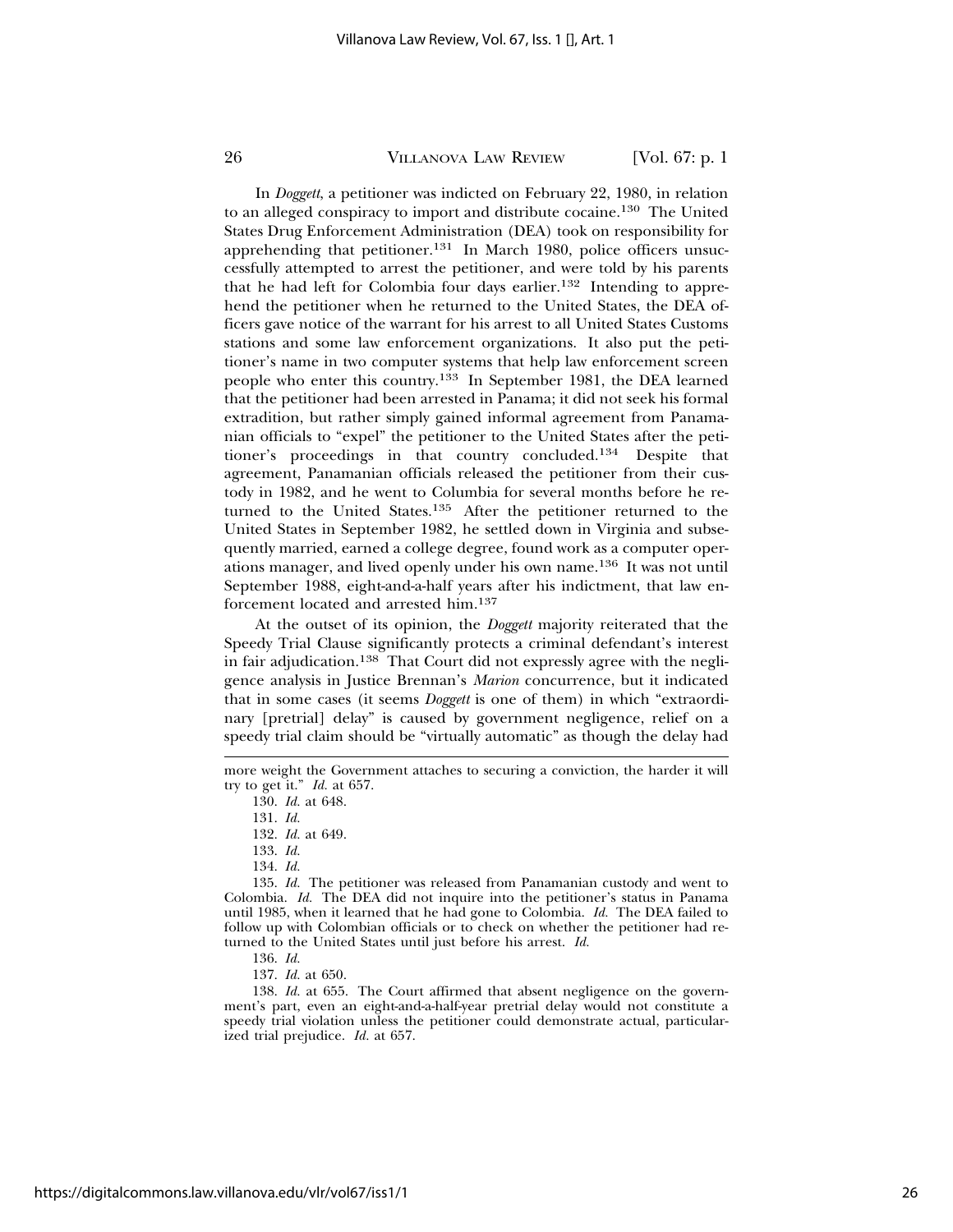In *Doggett*, a petitioner was indicted on February 22, 1980, in relation to an alleged conspiracy to import and distribute cocaine.[130] The United States Drug Enforcement Administration (DEA) took on responsibility for apprehending that petitioner.[131] In March 1980, police officers unsuccessfully attempted to arrest the petitioner, and were told by his parents that he had left for Colombia four days earlier.[132] Intending to apprehend the petitioner when he returned to the United States, the DEA officers gave notice of the warrant for his arrest to all United States Customs stations and some law enforcement organizations. It also put the petitioner's name in two computer systems that help law enforcement screen people who enter this country.[133] In September 1981, the DEA learned that the petitioner had been arrested in Panama; it did not seek his formal extradition, but rather simply gained informal agreement from Panamanian officials to "expel" the petitioner to the United States after the petitioner's proceedings in that country concluded.[134] Despite that agreement, Panamanian officials released the petitioner from their custody in 1982, and he went to Columbia for several months before he returned to the United States.[135] After the petitioner returned to the United States in September 1982, he settled down in Virginia and subsequently married, earned a college degree, found work as a computer operations manager, and lived openly under his own name.[136] It was not until September 1988, eight-and-a-half years after his indictment, that law enforcement located and arrested him.[137]

At the outset of its opinion, the *Doggett* majority reiterated that the Speedy Trial Clause significantly protects a criminal defendant's interest in fair adjudication.[138] That Court did not expressly agree with the negligence analysis in Justice Brennan's *Marion* concurrence, but it indicated that in some cases (it seems *Doggett* is one of them) in which "extraordinary [pretrial] delay" is caused by government negligence, relief on a speedy trial claim should be "virtually automatic" as though the delay had

---

more weight the Government attaches to securing a conviction, the harder it will try to get it." *Id.* at 657.

130. *Id.* at 648.

131. *Id.*

132. *Id.* at 649.

133. *Id.*

134. *Id.*

135. *Id.* The petitioner was released from Panamanian custody and went to Colombia. *Id.* The DEA did not inquire into the petitioner's status in Panama until 1985, when it learned that he had gone to Colombia. *Id.* The DEA failed to follow up with Colombian officials or to check on whether the petitioner had returned to the United States until just before his arrest. *Id.*

136. *Id.*

137. *Id.* at 650.

138. *Id.* at 655. The Court affirmed that absent negligence on the government's part, even an eight-and-a-half-year pretrial delay would not constitute a speedy trial violation unless the petitioner could demonstrate actual, particularized trial prejudice. *Id.* at 657.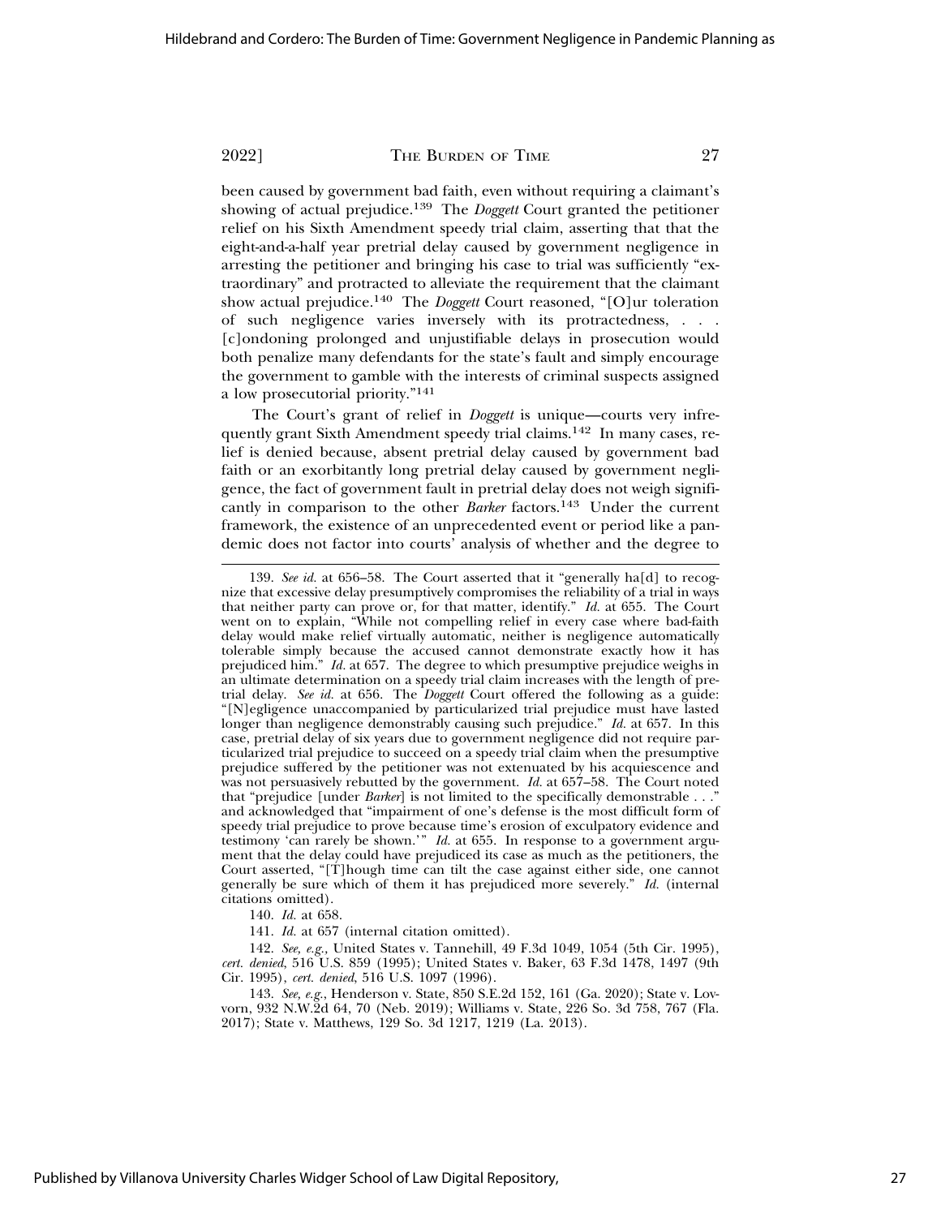been caused by government bad faith, even without requiring a claimant's showing of actual prejudice.[139] The *Doggett* Court granted the petitioner relief on his Sixth Amendment speedy trial claim, asserting that that the eight-and-a-half year pretrial delay caused by government negligence in arresting the petitioner and bringing his case to trial was sufficiently "extraordinary" and protracted to alleviate the requirement that the claimant show actual prejudice.[140] The *Doggett* Court reasoned, "[O]ur toleration of such negligence varies inversely with its protractedness, . . . [c]ondoning prolonged and unjustifiable delays in prosecution would both penalize many defendants for the state's fault and simply encourage the government to gamble with the interests of criminal suspects assigned a low prosecutorial priority."[141]

The Court's grant of relief in *Doggett* is unique—courts very infrequently grant Sixth Amendment speedy trial claims.[142] In many cases, relief is denied because, absent pretrial delay caused by government bad faith or an exorbitantly long pretrial delay caused by government negligence, the fact of government fault in pretrial delay does not weigh significantly in comparison to the other *Barker* factors.[143] Under the current framework, the existence of an unprecedented event or period like a pandemic does not factor into courts' analysis of whether and the degree to

---

139. *See id.* at 656–58. The Court asserted that it "generally ha[d] to recognize that excessive delay presumptively compromises the reliability of a trial in ways that neither party can prove or, for that matter, identify." *Id.* at 655. The Court went on to explain, "While not compelling relief in every case where bad-faith delay would make relief virtually automatic, neither is negligence automatically tolerable simply because the accused cannot demonstrate exactly how it has prejudiced him." *Id.* at 657. The degree to which presumptive prejudice weighs in an ultimate determination on a speedy trial claim increases with the length of pretrial delay. *See id.* at 656. The *Doggett* Court offered the following as a guide: "[N]egligence unaccompanied by particularized trial prejudice must have lasted longer than negligence demonstrably causing such prejudice." *Id.* at 657. In this case, pretrial delay of six years due to government negligence did not require particularized trial prejudice to succeed on a speedy trial claim when the presumptive prejudice suffered by the petitioner was not extenuated by his acquiescence and was not persuasively rebutted by the government. *Id.* at 657–58. The Court noted that "prejudice [under *Barker*] is not limited to the specifically demonstrable . . ." and acknowledged that "impairment of one's defense is the most difficult form of speedy trial prejudice to prove because time's erosion of exculpatory evidence and testimony 'can rarely be shown.'" *Id.* at 655. In response to a government argument that the delay could have prejudiced its case as much as the petitioners, the Court asserted, "[T]hough time can tilt the case against either side, one cannot generally be sure which of them it has prejudiced more severely." *Id.* (internal citations omitted).

140. *Id.* at 658.

141. *Id.* at 657 (internal citation omitted).

142. *See, e.g.*, United States v. Tannehill, 49 F.3d 1049, 1054 (5th Cir. 1995), *cert. denied*, 516 U.S. 859 (1995); United States v. Baker, 63 F.3d 1478, 1497 (9th Cir. 1995), *cert. denied*, 516 U.S. 1097 (1996).

143. *See, e.g.*, Henderson v. State, 850 S.E.2d 152, 161 (Ga. 2020); State v. Lovvorn, 932 N.W.2d 64, 70 (Neb. 2019); Williams v. State, 226 So. 3d 758, 767 (Fla. 2017); State v. Matthews, 129 So. 3d 1217, 1219 (La. 2013).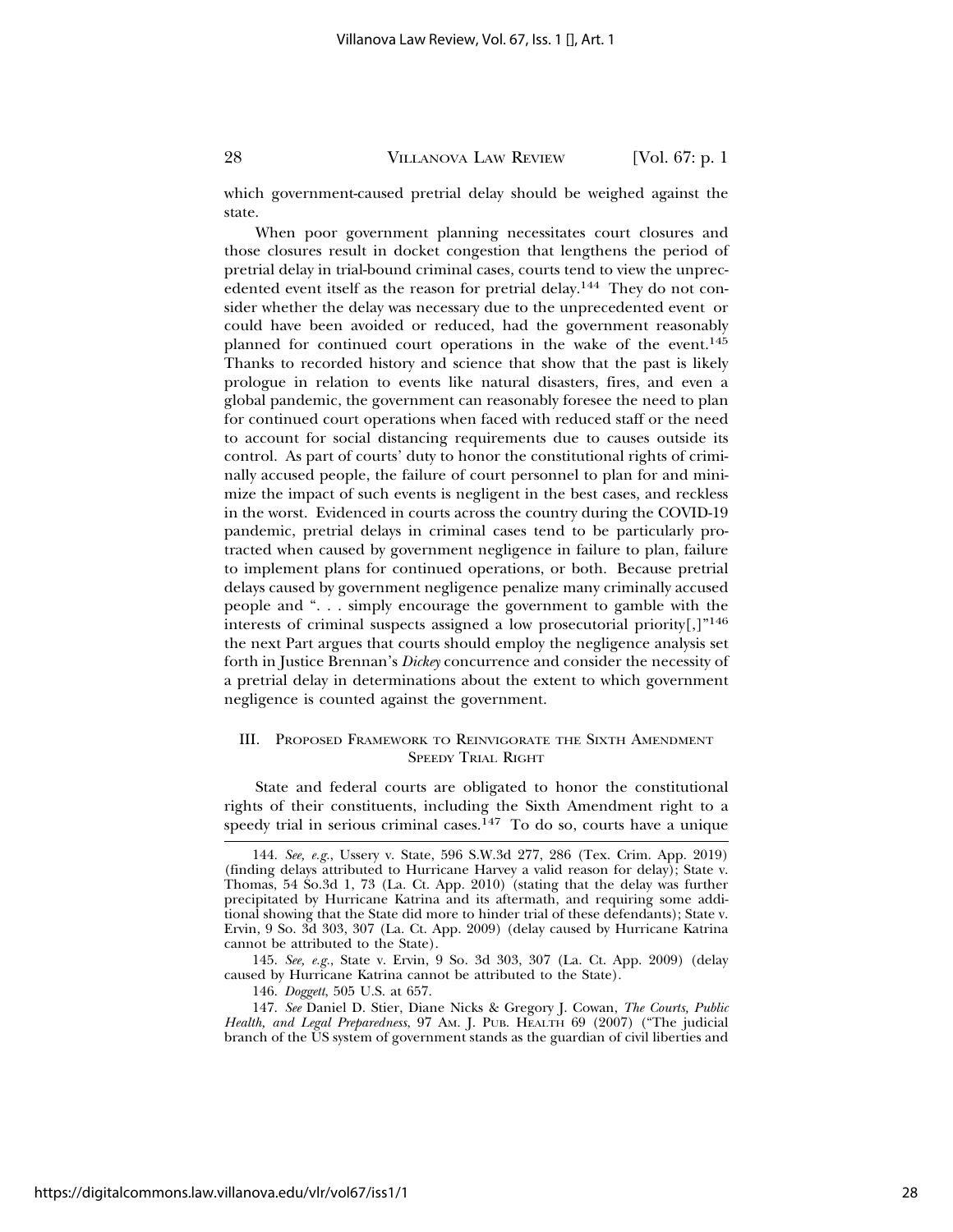which government-caused pretrial delay should be weighed against the state.

When poor government planning necessitates court closures and those closures result in docket congestion that lengthens the period of pretrial delay in trial-bound criminal cases, courts tend to view the unprecedented event itself as the reason for pretrial delay.[144] They do not consider whether the delay was necessary due to the unprecedented event or could have been avoided or reduced, had the government reasonably planned for continued court operations in the wake of the event.[145] Thanks to recorded history and science that show that the past is likely prologue in relation to events like natural disasters, fires, and even a global pandemic, the government can reasonably foresee the need to plan for continued court operations when faced with reduced staff or the need to account for social distancing requirements due to causes outside its control. As part of courts' duty to honor the constitutional rights of criminally accused people, the failure of court personnel to plan for and minimize the impact of such events is negligent in the best cases, and reckless in the worst. Evidenced in courts across the country during the COVID-19 pandemic, pretrial delays in criminal cases tend to be particularly protracted when caused by government negligence in failure to plan, failure to implement plans for continued operations, or both. Because pretrial delays caused by government negligence penalize many criminally accused people and ". . . simply encourage the government to gamble with the interests of criminal suspects assigned a low prosecutorial priority[,]"[146] the next Part argues that courts should employ the negligence analysis set forth in Justice Brennan's *Dickey* concurrence and consider the necessity of a pretrial delay in determinations about the extent to which government negligence is counted against the government.

## III. Proposed Framework to Reinvigorate the Sixth Amendment Speedy Trial Right

State and federal courts are obligated to honor the constitutional rights of their constituents, including the Sixth Amendment right to a speedy trial in serious criminal cases.[147] To do so, courts have a unique

---

144. *See, e.g.*, Ussery v. State, 596 S.W.3d 277, 286 (Tex. Crim. App. 2019) (finding delays attributed to Hurricane Harvey a valid reason for delay); State v. Thomas, 54 So.3d 1, 73 (La. Ct. App. 2010) (stating that the delay was further precipitated by Hurricane Katrina and its aftermath, and requiring some additional showing that the State did more to hinder trial of these defendants); State v. Ervin, 9 So. 3d 303, 307 (La. Ct. App. 2009) (delay caused by Hurricane Katrina cannot be attributed to the State).

145. *See, e.g.*, State v. Ervin, 9 So. 3d 303, 307 (La. Ct. App. 2009) (delay caused by Hurricane Katrina cannot be attributed to the State).

146. *Doggett*, 505 U.S. at 657.

147. *See* Daniel D. Stier, Diane Nicks & Gregory J. Cowan, *The Courts, Public Health, and Legal Preparedness*, 97 Am. J. Pub. Health 69 (2007) ("The judicial branch of the US system of government stands as the guardian of civil liberties and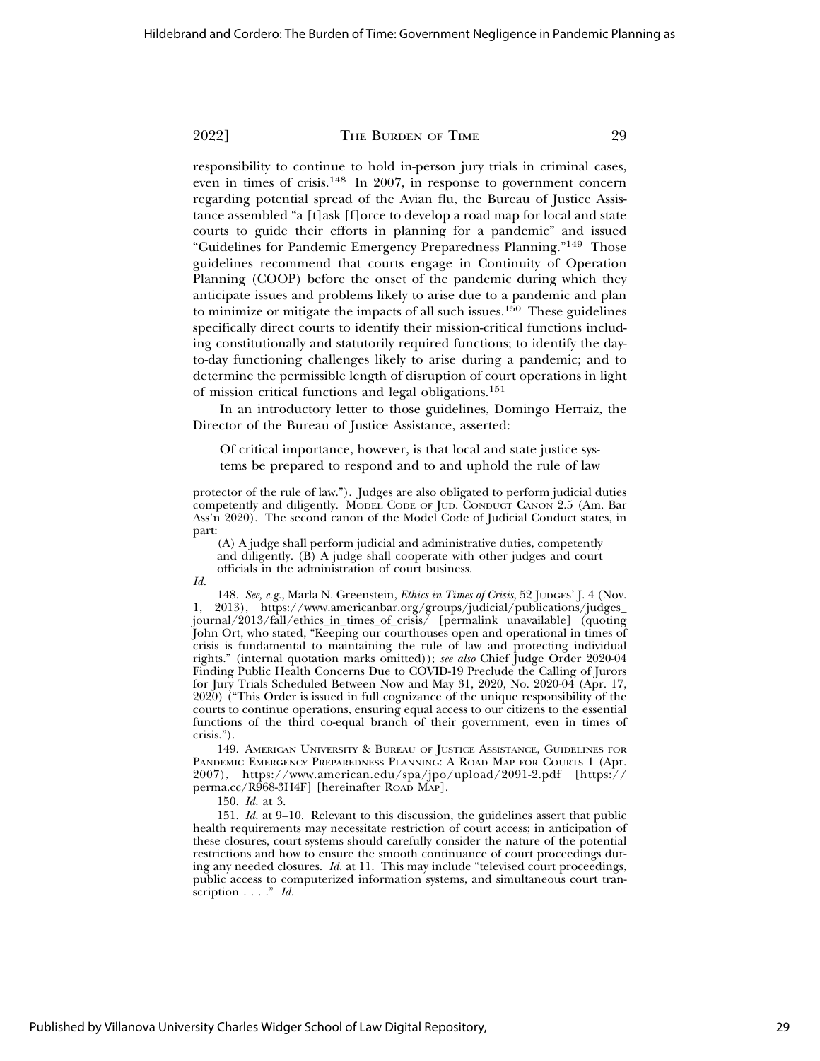responsibility to continue to hold in-person jury trials in criminal cases, even in times of crisis.[148] In 2007, in response to government concern regarding potential spread of the Avian flu, the Bureau of Justice Assistance assembled "a [t]ask [f]orce to develop a road map for local and state courts to guide their efforts in planning for a pandemic" and issued "Guidelines for Pandemic Emergency Preparedness Planning."[149] Those guidelines recommend that courts engage in Continuity of Operation Planning (COOP) before the onset of the pandemic during which they anticipate issues and problems likely to arise due to a pandemic and plan to minimize or mitigate the impacts of all such issues.[150] These guidelines specifically direct courts to identify their mission-critical functions including constitutionally and statutorily required functions; to identify the day-to-day functioning challenges likely to arise during a pandemic; and to determine the permissible length of disruption of court operations in light of mission critical functions and legal obligations.[151]

In an introductory letter to those guidelines, Domingo Herraiz, the Director of the Bureau of Justice Assistance, asserted:

> Of critical importance, however, is that local and state justice systems be prepared to respond and to and uphold the rule of law

---

protector of the rule of law."). Judges are also obligated to perform judicial duties competently and diligently. MODEL CODE OF JUD. CONDUCT CANON 2.5 (Am. Bar Ass'n 2020). The second canon of the Model Code of Judicial Conduct states, in part:

> (A) A judge shall perform judicial and administrative duties, competently and diligently. (B) A judge shall cooperate with other judges and court officials in the administration of court business.

*Id.*

148. *See, e.g.*, Marla N. Greenstein, *Ethics in Times of Crisis*, 52 JUDGES' J. 4 (Nov. 1, 2013), https://www.americanbar.org/groups/judicial/publications/judges_journal/2013/fall/ethics_in_times_of_crisis/ [permalink unavailable] (quoting John Ort, who stated, "Keeping our courthouses open and operational in times of crisis is fundamental to maintaining the rule of law and protecting individual rights." (internal quotation marks omitted)); *see also* Chief Judge Order 2020-04 Finding Public Health Concerns Due to COVID-19 Preclude the Calling of Jurors for Jury Trials Scheduled Between Now and May 31, 2020, No. 2020-04 (Apr. 17, 2020) ("This Order is issued in full cognizance of the unique responsibility of the courts to continue operations, ensuring equal access to our citizens to the essential functions of the third co-equal branch of their government, even in times of crisis.").

149. AMERICAN UNIVERSITY & BUREAU OF JUSTICE ASSISTANCE, GUIDELINES FOR PANDEMIC EMERGENCY PREPAREDNESS PLANNING: A ROAD MAP FOR COURTS 1 (Apr. 2007), https://www.american.edu/spa/jpo/upload/2091-2.pdf [https://perma.cc/R968-3H4F] [hereinafter ROAD MAP].

150. *Id.* at 3.

151. *Id.* at 9–10. Relevant to this discussion, the guidelines assert that public health requirements may necessitate restriction of court access; in anticipation of these closures, court systems should carefully consider the nature of the potential restrictions and how to ensure the smooth continuance of court proceedings during any needed closures. *Id.* at 11. This may include "televised court proceedings, public access to computerized information systems, and simultaneous court transcription . . . ." *Id.*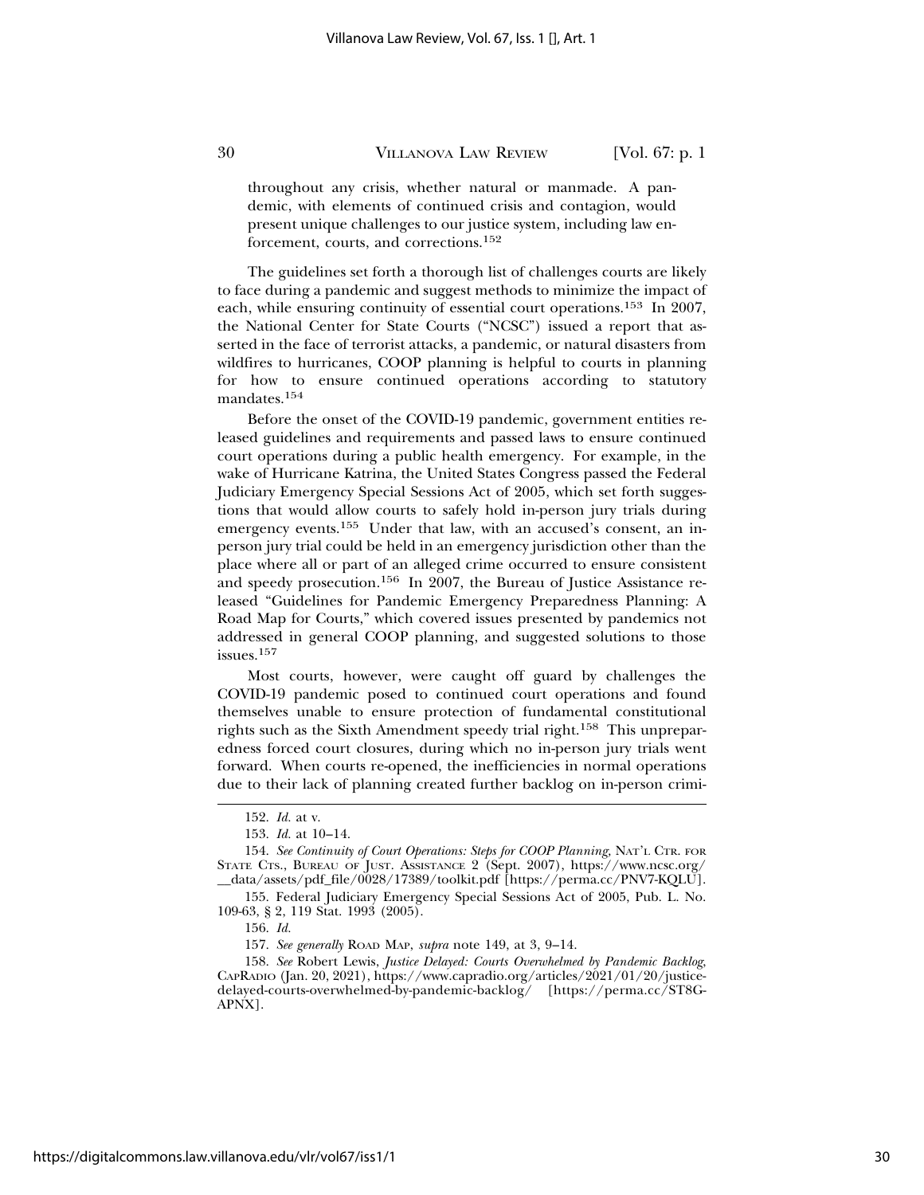throughout any crisis, whether natural or manmade. A pandemic, with elements of continued crisis and contagion, would present unique challenges to our justice system, including law enforcement, courts, and corrections.[152]

The guidelines set forth a thorough list of challenges courts are likely to face during a pandemic and suggest methods to minimize the impact of each, while ensuring continuity of essential court operations.[153] In 2007, the National Center for State Courts ("NCSC") issued a report that asserted in the face of terrorist attacks, a pandemic, or natural disasters from wildfires to hurricanes, COOP planning is helpful to courts in planning for how to ensure continued operations according to statutory mandates.[154]

Before the onset of the COVID-19 pandemic, government entities released guidelines and requirements and passed laws to ensure continued court operations during a public health emergency. For example, in the wake of Hurricane Katrina, the United States Congress passed the Federal Judiciary Emergency Special Sessions Act of 2005, which set forth suggestions that would allow courts to safely hold in-person jury trials during emergency events.[155] Under that law, with an accused's consent, an in-person jury trial could be held in an emergency jurisdiction other than the place where all or part of an alleged crime occurred to ensure consistent and speedy prosecution.[156] In 2007, the Bureau of Justice Assistance released "Guidelines for Pandemic Emergency Preparedness Planning: A Road Map for Courts," which covered issues presented by pandemics not addressed in general COOP planning, and suggested solutions to those issues.[157]

Most courts, however, were caught off guard by challenges the COVID-19 pandemic posed to continued court operations and found themselves unable to ensure protection of fundamental constitutional rights such as the Sixth Amendment speedy trial right.[158] This unpreparedness forced court closures, during which no in-person jury trials went forward. When courts re-opened, the inefficiencies in normal operations due to their lack of planning created further backlog on in-person crimi-

---

152. *Id.* at v.

153. *Id.* at 10–14.

154. *See Continuity of Court Operations: Steps for COOP Planning*, NAT'L CTR. FOR STATE CTS., BUREAU OF JUST. ASSISTANCE 2 (Sept. 2007), https://www.ncsc.org/__data/assets/pdf_file/0028/17389/toolkit.pdf [https://perma.cc/PNV7-KQLU].

155. Federal Judiciary Emergency Special Sessions Act of 2005, Pub. L. No. 109-63, § 2, 119 Stat. 1993 (2005).

156. *Id.*

157. *See generally* ROAD MAP, *supra* note 149, at 3, 9–14.

158. *See* Robert Lewis, *Justice Delayed: Courts Overwhelmed by Pandemic Backlog*, CAPRADIO (Jan. 20, 2021), https://www.capradio.org/articles/2021/01/20/justice-delayed-courts-overwhelmed-by-pandemic-backlog/ [https://perma.cc/ST8G-APNX].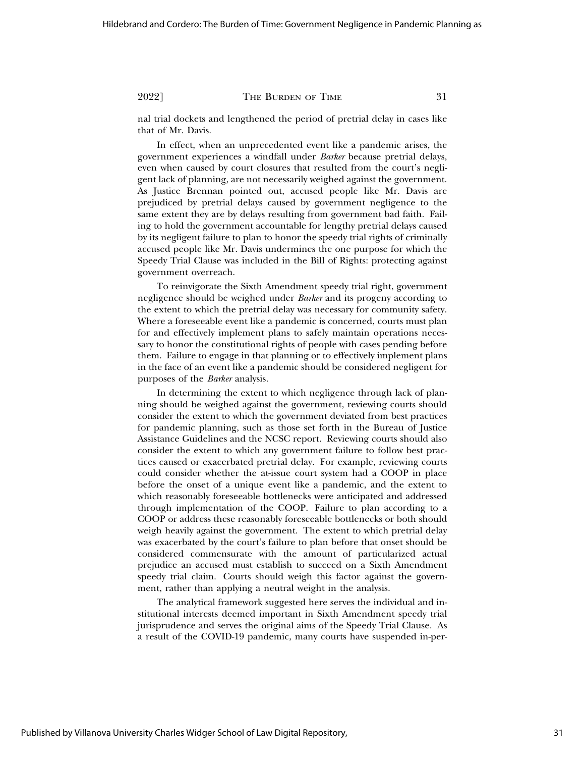nal trial dockets and lengthened the period of pretrial delay in cases like that of Mr. Davis.

In effect, when an unprecedented event like a pandemic arises, the government experiences a windfall under *Barker* because pretrial delays, even when caused by court closures that resulted from the court's negligent lack of planning, are not necessarily weighed against the government. As Justice Brennan pointed out, accused people like Mr. Davis are prejudiced by pretrial delays caused by government negligence to the same extent they are by delays resulting from government bad faith. Failing to hold the government accountable for lengthy pretrial delays caused by its negligent failure to plan to honor the speedy trial rights of criminally accused people like Mr. Davis undermines the one purpose for which the Speedy Trial Clause was included in the Bill of Rights: protecting against government overreach.

To reinvigorate the Sixth Amendment speedy trial right, government negligence should be weighed under *Barker* and its progeny according to the extent to which the pretrial delay was necessary for community safety. Where a foreseeable event like a pandemic is concerned, courts must plan for and effectively implement plans to safely maintain operations necessary to honor the constitutional rights of people with cases pending before them. Failure to engage in that planning or to effectively implement plans in the face of an event like a pandemic should be considered negligent for purposes of the *Barker* analysis.

In determining the extent to which negligence through lack of planning should be weighed against the government, reviewing courts should consider the extent to which the government deviated from best practices for pandemic planning, such as those set forth in the Bureau of Justice Assistance Guidelines and the NCSC report. Reviewing courts should also consider the extent to which any government failure to follow best practices caused or exacerbated pretrial delay. For example, reviewing courts could consider whether the at-issue court system had a COOP in place before the onset of a unique event like a pandemic, and the extent to which reasonably foreseeable bottlenecks were anticipated and addressed through implementation of the COOP. Failure to plan according to a COOP or address these reasonably foreseeable bottlenecks or both should weigh heavily against the government. The extent to which pretrial delay was exacerbated by the court's failure to plan before that onset should be considered commensurate with the amount of particularized actual prejudice an accused must establish to succeed on a Sixth Amendment speedy trial claim. Courts should weigh this factor against the government, rather than applying a neutral weight in the analysis.

The analytical framework suggested here serves the individual and institutional interests deemed important in Sixth Amendment speedy trial jurisprudence and serves the original aims of the Speedy Trial Clause. As a result of the COVID-19 pandemic, many courts have suspended in-per-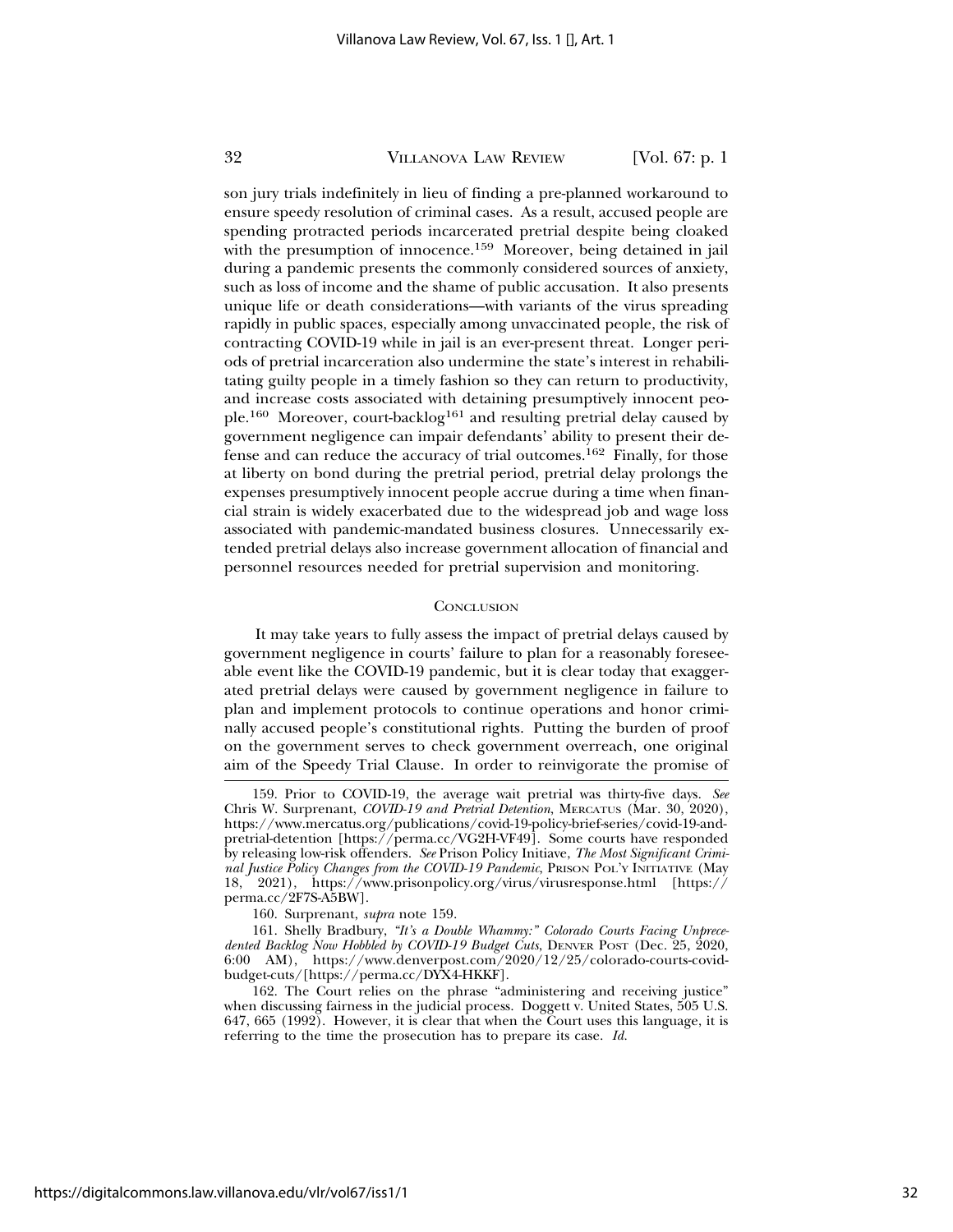son jury trials indefinitely in lieu of finding a pre-planned workaround to ensure speedy resolution of criminal cases. As a result, accused people are spending protracted periods incarcerated pretrial despite being cloaked with the presumption of innocence.[159] Moreover, being detained in jail during a pandemic presents the commonly considered sources of anxiety, such as loss of income and the shame of public accusation. It also presents unique life or death considerations—with variants of the virus spreading rapidly in public spaces, especially among unvaccinated people, the risk of contracting COVID-19 while in jail is an ever-present threat. Longer periods of pretrial incarceration also undermine the state's interest in rehabilitating guilty people in a timely fashion so they can return to productivity, and increase costs associated with detaining presumptively innocent people.[160] Moreover, court-backlog[161] and resulting pretrial delay caused by government negligence can impair defendants' ability to present their defense and can reduce the accuracy of trial outcomes.[162] Finally, for those at liberty on bond during the pretrial period, pretrial delay prolongs the expenses presumptively innocent people accrue during a time when financial strain is widely exacerbated due to the widespread job and wage loss associated with pandemic-mandated business closures. Unnecessarily extended pretrial delays also increase government allocation of financial and personnel resources needed for pretrial supervision and monitoring.

## CONCLUSION

It may take years to fully assess the impact of pretrial delays caused by government negligence in courts' failure to plan for a reasonably foreseeable event like the COVID-19 pandemic, but it is clear today that exaggerated pretrial delays were caused by government negligence in failure to plan and implement protocols to continue operations and honor criminally accused people's constitutional rights. Putting the burden of proof on the government serves to check government overreach, one original aim of the Speedy Trial Clause. In order to reinvigorate the promise of

---

159. Prior to COVID-19, the average wait pretrial was thirty-five days. *See* Chris W. Surprenant, *COVID-19 and Pretrial Detention*, MERCATUS (Mar. 30, 2020), https://www.mercatus.org/publications/covid-19-policy-brief-series/covid-19-and-pretrial-detention [https://perma.cc/VG2H-VF49]. Some courts have responded by releasing low-risk offenders. *See* Prison Policy Initiave, *The Most Significant Criminal Justice Policy Changes from the COVID-19 Pandemic*, PRISON POL'Y INITIATIVE (May 18, 2021), https://www.prisonpolicy.org/virus/virusresponse.html [https://perma.cc/2F7S-A5BW].

160. Surprenant, *supra* note 159.

161. Shelly Bradbury, *"It's a Double Whammy:" Colorado Courts Facing Unprecedented Backlog Now Hobbled by COVID-19 Budget Cuts*, DENVER POST (Dec. 25, 2020, 6:00 AM), https://www.denverpost.com/2020/12/25/colorado-courts-covid-budget-cuts/[https://perma.cc/DYX4-HKKF].

162. The Court relies on the phrase "administering and receiving justice" when discussing fairness in the judicial process. Doggett v. United States, 505 U.S. 647, 665 (1992). However, it is clear that when the Court uses this language, it is referring to the time the prosecution has to prepare its case. *Id.*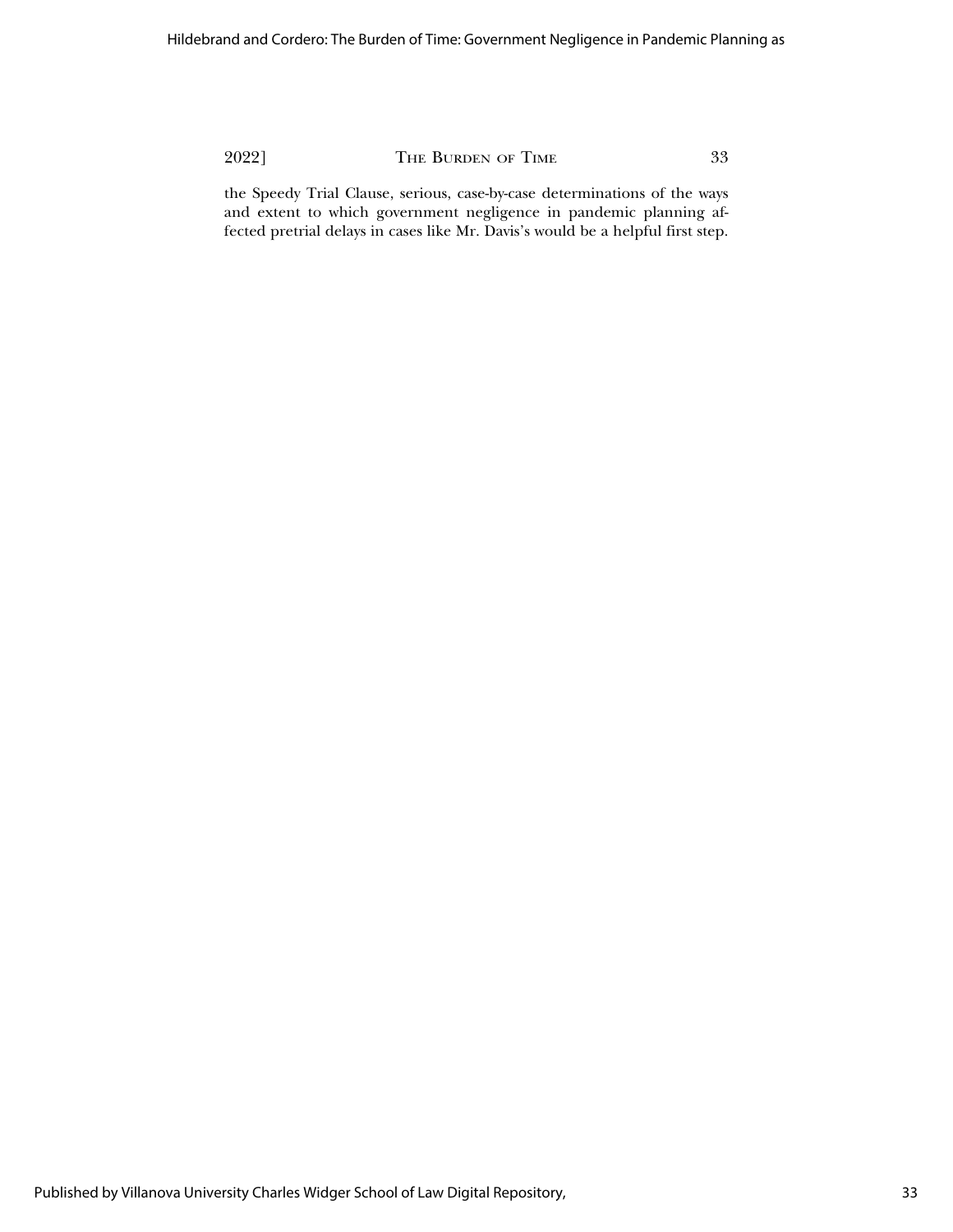the Speedy Trial Clause, serious, case-by-case determinations of the ways and extent to which government negligence in pandemic planning affected pretrial delays in cases like Mr. Davis's would be a helpful first step.